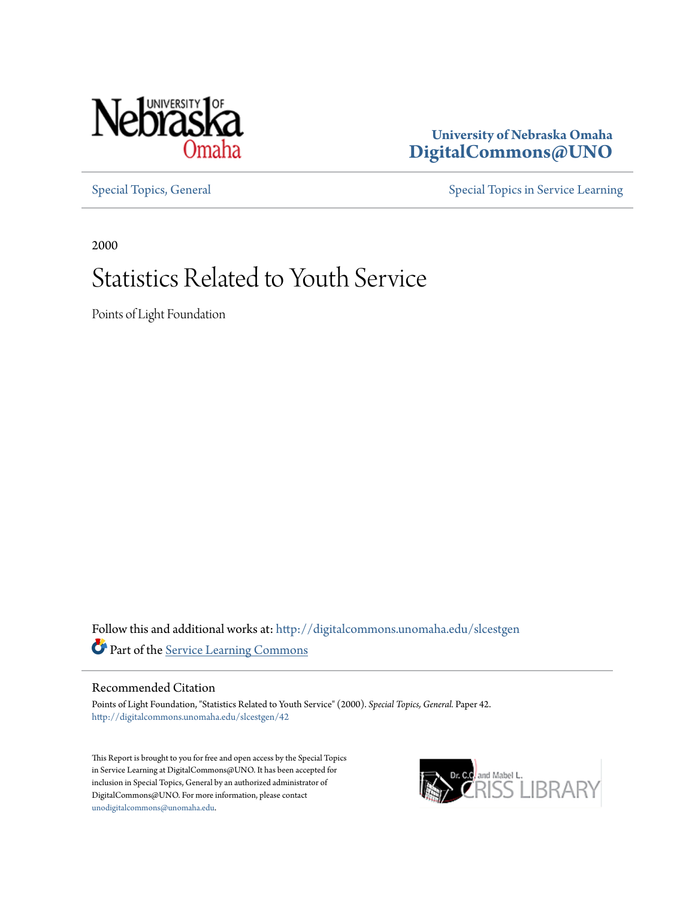University of Nebraska Omaha
**DigitalCommons@UNO**

Special Topics, General | Special Topics in Service Learning

2000

# Statistics Related to Youth Service

Points of Light Foundation

Follow this and additional works at: http://digitalcommons.unomaha.edu/slcestgen

Part of the Service Learning Commons

## Recommended Citation

Points of Light Foundation, "Statistics Related to Youth Service" (2000). *Special Topics, General.* Paper 42.
http://digitalcommons.unomaha.edu/slcestgen/42

This Report is brought to you for free and open access by the Special Topics in Service Learning at DigitalCommons@UNO. It has been accepted for inclusion in Special Topics, General by an authorized administrator of DigitalCommons@UNO. For more information, please contact unodigitalcommons@unomaha.edu.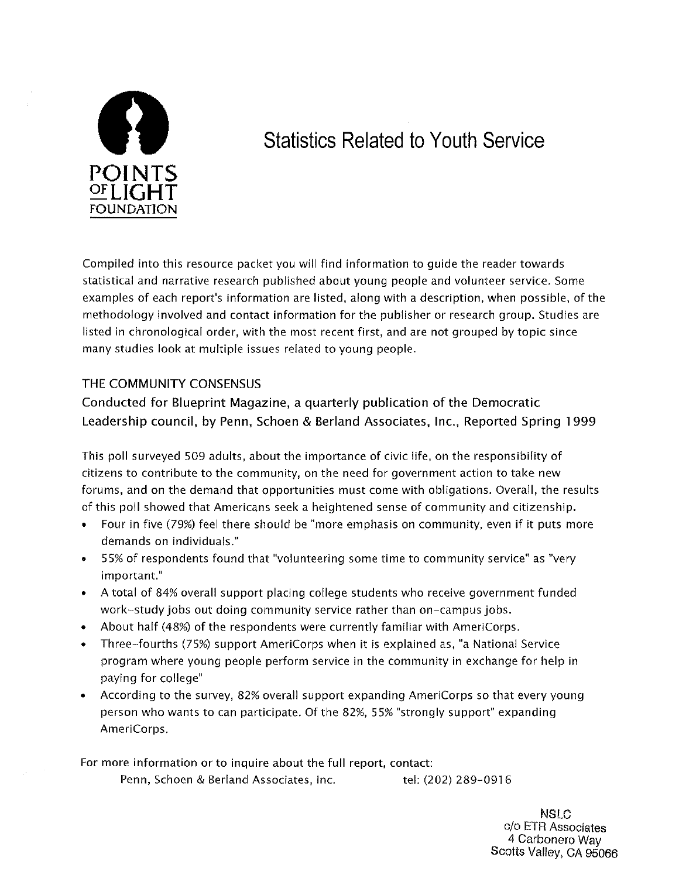POINTS OF LIGHT FOUNDATION

# Statistics Related to Youth Service

Compiled into this resource packet you will find information to guide the reader towards statistical and narrative research published about young people and volunteer service. Some examples of each report's information are listed, along with a description, when possible, of the methodology involved and contact information for the publisher or research group. Studies are listed in chronological order, with the most recent first, and are not grouped by topic since many studies look at multiple issues related to young people.

## THE COMMUNITY CONSENSUS

Conducted for Blueprint Magazine, a quarterly publication of the Democratic Leadership council, by Penn, Schoen & Berland Associates, Inc., Reported Spring 1999

This poll surveyed 509 adults, about the importance of civic life, on the responsibility of citizens to contribute to the community, on the need for government action to take new forums, and on the demand that opportunities must come with obligations. Overall, the results of this poll showed that Americans seek a heightened sense of community and citizenship.

- Four in five (79%) feel there should be "more emphasis on community, even if it puts more demands on individuals."
- 55% of respondents found that "volunteering some time to community service" as "very important."
- A total of 84% overall support placing college students who receive government funded work-study jobs out doing community service rather than on-campus jobs.
- About half (48%) of the respondents were currently familiar with AmeriCorps.
- Three-fourths (75%) support AmeriCorps when it is explained as, "a National Service program where young people perform service in the community in exchange for help in paying for college"
- According to the survey, 82% overall support expanding AmeriCorps so that every young person who wants to can participate. Of the 82%, 55% "strongly support" expanding AmeriCorps.

For more information or to inquire about the full report, contact:

Penn, Schoen & Berland Associates, Inc. tel: (202) 289-0916

NSLC
c/o ETR Associates
4 Carbonero Way
Scotts Valley, CA 95066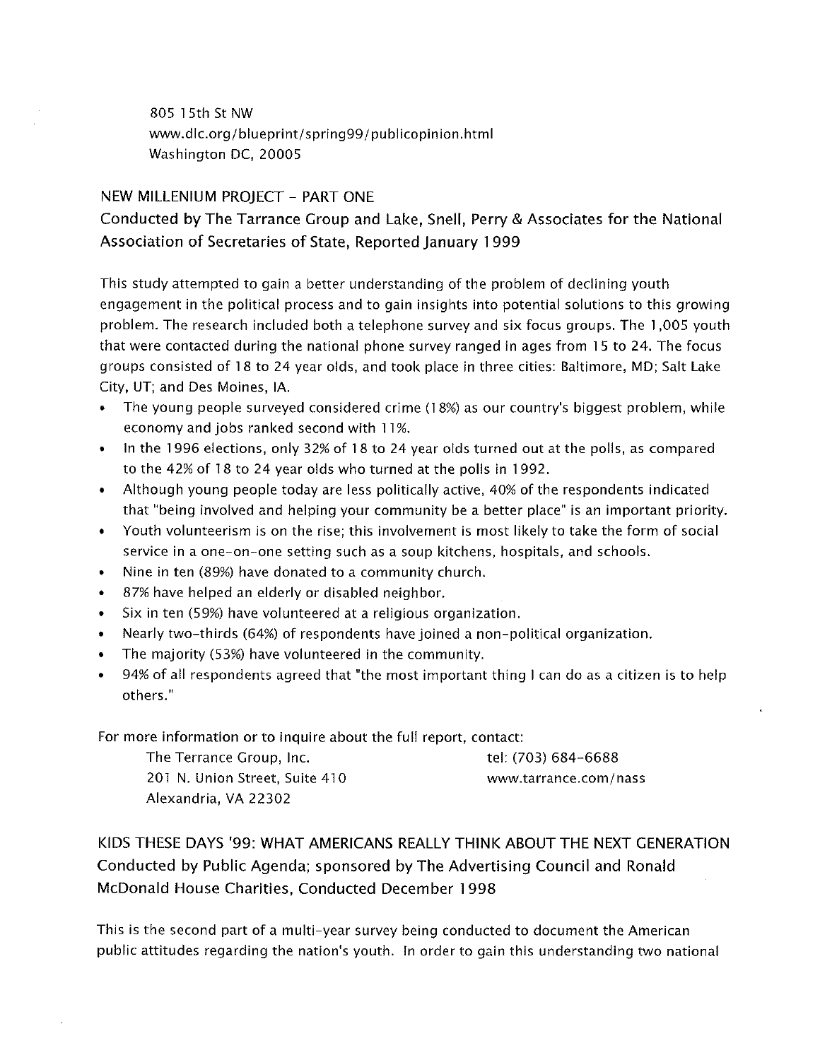805 15th St NW
www.dlc.org/blueprint/spring99/publicopinion.html
Washington DC, 20005

## NEW MILLENIUM PROJECT – PART ONE

### Conducted by The Tarrance Group and Lake, Snell, Perry & Associates for the National Association of Secretaries of State, Reported January 1999

This study attempted to gain a better understanding of the problem of declining youth engagement in the political process and to gain insights into potential solutions to this growing problem. The research included both a telephone survey and six focus groups. The 1,005 youth that were contacted during the national phone survey ranged in ages from 15 to 24. The focus groups consisted of 18 to 24 year olds, and took place in three cities: Baltimore, MD; Salt Lake City, UT; and Des Moines, IA.

- The young people surveyed considered crime (18%) as our country's biggest problem, while economy and jobs ranked second with 11%.
- In the 1996 elections, only 32% of 18 to 24 year olds turned out at the polls, as compared to the 42% of 18 to 24 year olds who turned at the polls in 1992.
- Although young people today are less politically active, 40% of the respondents indicated that "being involved and helping your community be a better place" is an important priority.
- Youth volunteerism is on the rise; this involvement is most likely to take the form of social service in a one-on-one setting such as a soup kitchens, hospitals, and schools.
- Nine in ten (89%) have donated to a community church.
- 87% have helped an elderly or disabled neighbor.
- Six in ten (59%) have volunteered at a religious organization.
- Nearly two-thirds (64%) of respondents have joined a non-political organization.
- The majority (53%) have volunteered in the community.
- 94% of all respondents agreed that "the most important thing I can do as a citizen is to help others."

For more information or to inquire about the full report, contact:

The Terrance Group, Inc.
201 N. Union Street, Suite 410
Alexandria, VA 22302
tel: (703) 684-6688
www.tarrance.com/nass

## KIDS THESE DAYS '99: WHAT AMERICANS REALLY THINK ABOUT THE NEXT GENERATION

### Conducted by Public Agenda; sponsored by The Advertising Council and Ronald McDonald House Charities, Conducted December 1998

This is the second part of a multi-year survey being conducted to document the American public attitudes regarding the nation's youth. In order to gain this understanding two national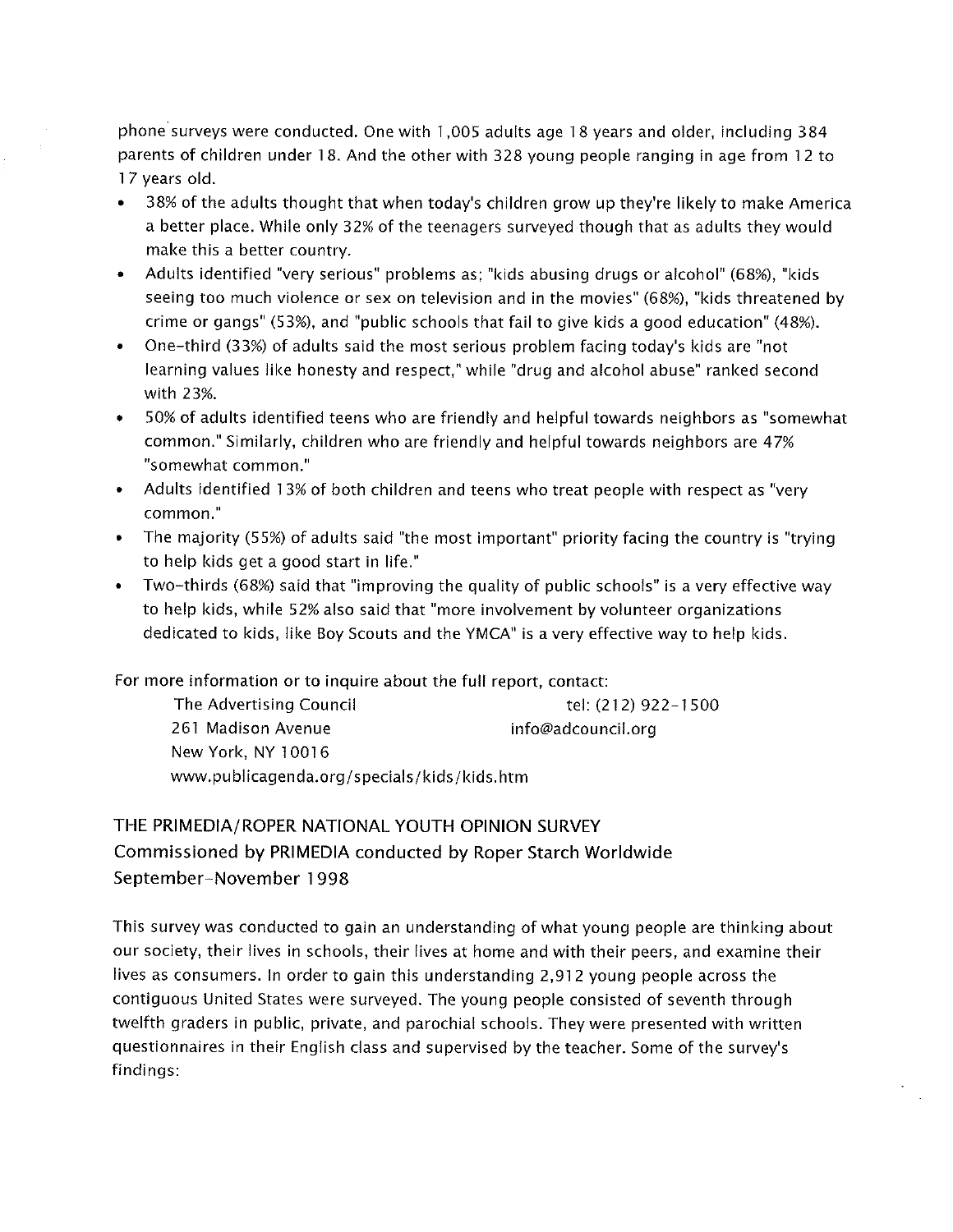phone surveys were conducted. One with 1,005 adults age 18 years and older, including 384 parents of children under 18. And the other with 328 young people ranging in age from 12 to 17 years old.

- 38% of the adults thought that when today's children grow up they're likely to make America a better place. While only 32% of the teenagers surveyed though that as adults they would make this a better country.
- Adults identified "very serious" problems as; "kids abusing drugs or alcohol" (68%), "kids seeing too much violence or sex on television and in the movies" (68%), "kids threatened by crime or gangs" (53%), and "public schools that fail to give kids a good education" (48%).
- One-third (33%) of adults said the most serious problem facing today's kids are "not learning values like honesty and respect," while "drug and alcohol abuse" ranked second with 23%.
- 50% of adults identified teens who are friendly and helpful towards neighbors as "somewhat common." Similarly, children who are friendly and helpful towards neighbors are 47% "somewhat common."
- Adults identified 13% of both children and teens who treat people with respect as "very common."
- The majority (55%) of adults said "the most important" priority facing the country is "trying to help kids get a good start in life."
- Two-thirds (68%) said that "improving the quality of public schools" is a very effective way to help kids, while 52% also said that "more involvement by volunteer organizations dedicated to kids, like Boy Scouts and the YMCA" is a very effective way to help kids.

For more information or to inquire about the full report, contact:

The Advertising Council
261 Madison Avenue
New York, NY 10016
www.publicagenda.org/specials/kids/kids.htm

tel: (212) 922-1500
info@adcouncil.org

## THE PRIMEDIA/ROPER NATIONAL YOUTH OPINION SURVEY
Commissioned by PRIMEDIA conducted by Roper Starch Worldwide
September-November 1998

This survey was conducted to gain an understanding of what young people are thinking about our society, their lives in schools, their lives at home and with their peers, and examine their lives as consumers. In order to gain this understanding 2,912 young people across the contiguous United States were surveyed. The young people consisted of seventh through twelfth graders in public, private, and parochial schools. They were presented with written questionnaires in their English class and supervised by the teacher. Some of the survey's findings: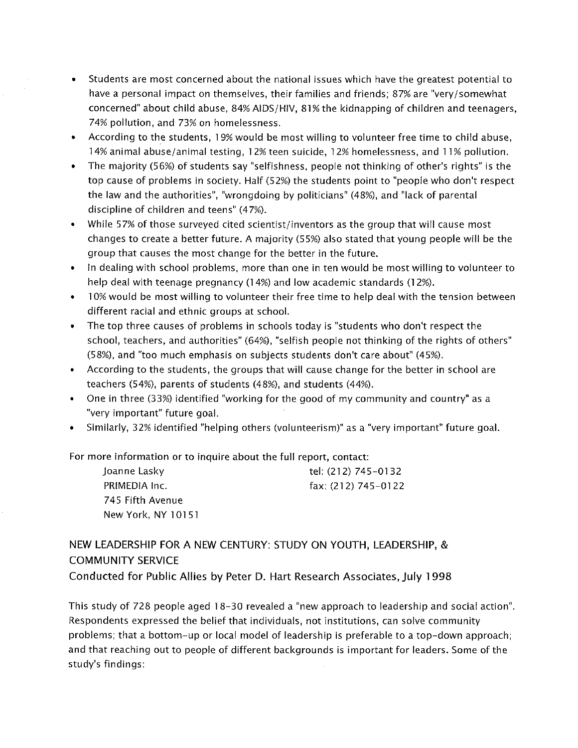- Students are most concerned about the national issues which have the greatest potential to have a personal impact on themselves, their families and friends; 87% are "very/somewhat concerned" about child abuse, 84% AIDS/HIV, 81% the kidnapping of children and teenagers, 74% pollution, and 73% on homelessness.
- According to the students, 19% would be most willing to volunteer free time to child abuse, 14% animal abuse/animal testing, 12% teen suicide, 12% homelessness, and 11% pollution.
- The majority (56%) of students say "selfishness, people not thinking of other's rights" is the top cause of problems in society. Half (52%) the students point to "people who don't respect the law and the authorities", "wrongdoing by politicians" (48%), and "lack of parental discipline of children and teens" (47%).
- While 57% of those surveyed cited scientist/inventors as the group that will cause most changes to create a better future. A majority (55%) also stated that young people will be the group that causes the most change for the better in the future.
- In dealing with school problems, more than one in ten would be most willing to volunteer to help deal with teenage pregnancy (14%) and low academic standards (12%).
- 10% would be most willing to volunteer their free time to help deal with the tension between different racial and ethnic groups at school.
- The top three causes of problems in schools today is "students who don't respect the school, teachers, and authorities" (64%), "selfish people not thinking of the rights of others" (58%), and "too much emphasis on subjects students don't care about" (45%).
- According to the students, the groups that will cause change for the better in school are teachers (54%), parents of students (48%), and students (44%).
- One in three (33%) identified "working for the good of my community and country" as a "very important" future goal.
- Similarly, 32% identified "helping others (volunteerism)" as a "very important" future goal.

For more information or to inquire about the full report, contact:

Joanne Lasky
PRIMEDIA Inc.
745 Fifth Avenue
New York, NY 10151

tel: (212) 745-0132
fax: (212) 745-0122

## NEW LEADERSHIP FOR A NEW CENTURY: STUDY ON YOUTH, LEADERSHIP, & COMMUNITY SERVICE

### Conducted for Public Allies by Peter D. Hart Research Associates, July 1998

This study of 728 people aged 18-30 revealed a "new approach to leadership and social action". Respondents expressed the belief that individuals, not institutions, can solve community problems; that a bottom-up or local model of leadership is preferable to a top-down approach; and that reaching out to people of different backgrounds is important for leaders. Some of the study's findings: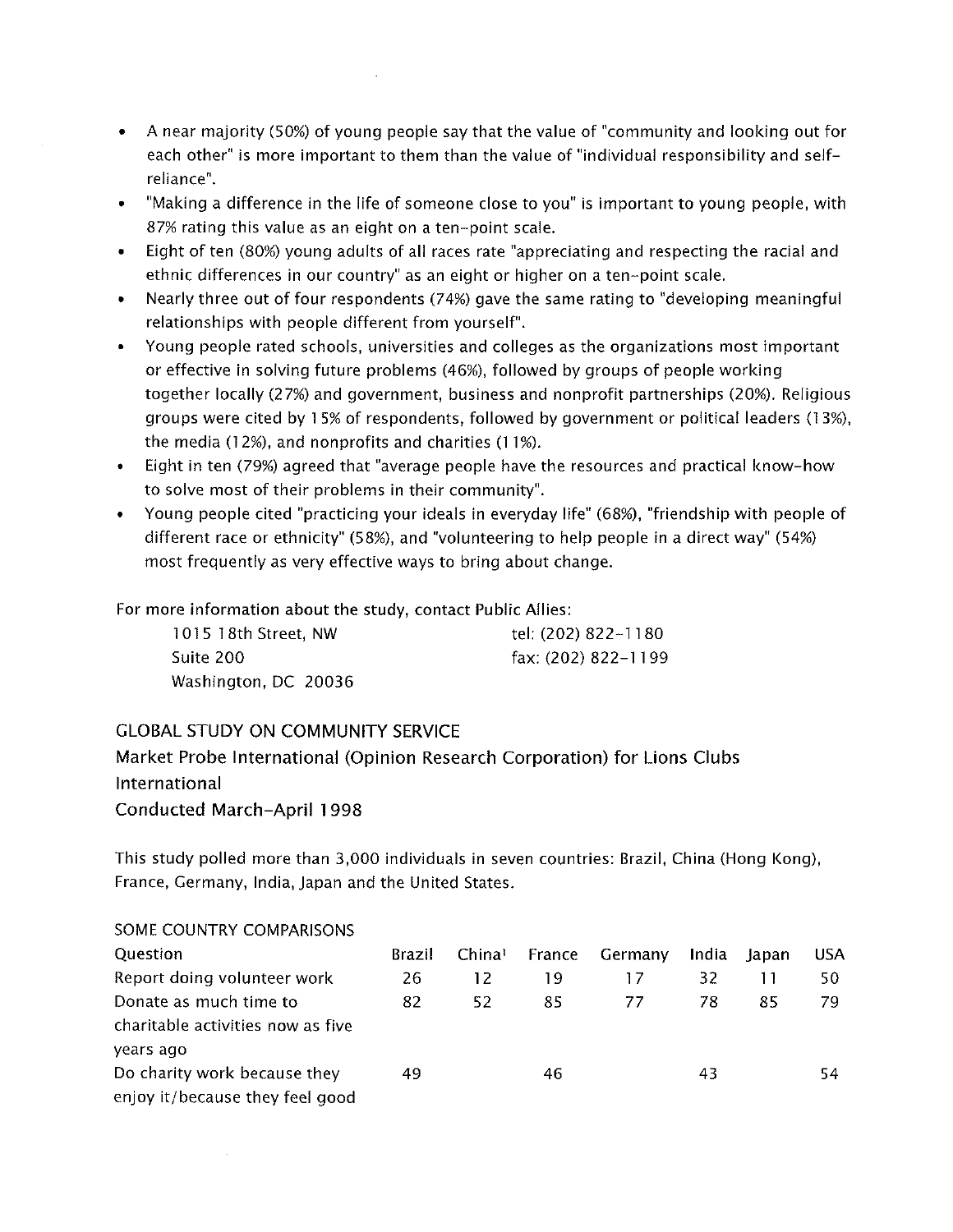- A near majority (50%) of young people say that the value of "community and looking out for each other" is more important to them than the value of "individual responsibility and self-reliance".
- "Making a difference in the life of someone close to you" is important to young people, with 87% rating this value as an eight on a ten-point scale.
- Eight of ten (80%) young adults of all races rate "appreciating and respecting the racial and ethnic differences in our country" as an eight or higher on a ten-point scale.
- Nearly three out of four respondents (74%) gave the same rating to "developing meaningful relationships with people different from yourself".
- Young people rated schools, universities and colleges as the organizations most important or effective in solving future problems (46%), followed by groups of people working together locally (27%) and government, business and nonprofit partnerships (20%). Religious groups were cited by 15% of respondents, followed by government or political leaders (13%), the media (12%), and nonprofits and charities (11%).
- Eight in ten (79%) agreed that "average people have the resources and practical know-how to solve most of their problems in their community".
- Young people cited "practicing your ideals in everyday life" (68%), "friendship with people of different race or ethnicity" (58%), and "volunteering to help people in a direct way" (54%) most frequently as very effective ways to bring about change.

For more information about the study, contact Public Allies:

1015 18th Street, NW
Suite 200
Washington, DC 20036

tel: (202) 822-1180
fax: (202) 822-1199

## GLOBAL STUDY ON COMMUNITY SERVICE

Market Probe International (Opinion Research Corporation) for Lions Clubs International

Conducted March-April 1998

This study polled more than 3,000 individuals in seven countries: Brazil, China (Hong Kong), France, Germany, India, Japan and the United States.

SOME COUNTRY COMPARISONS

| Question | Brazil | China[1] | France | Germany | India | Japan | USA |
|---|---|---|---|---|---|---|---|
| Report doing volunteer work | 26 | 12 | 19 | 17 | 32 | 11 | 50 |
| Donate as much time to charitable activities now as five years ago | 82 | 52 | 85 | 77 | 78 | 85 | 79 |
| Do charity work because they enjoy it/because they feel good | 49 | | 46 | | 43 | | 54 |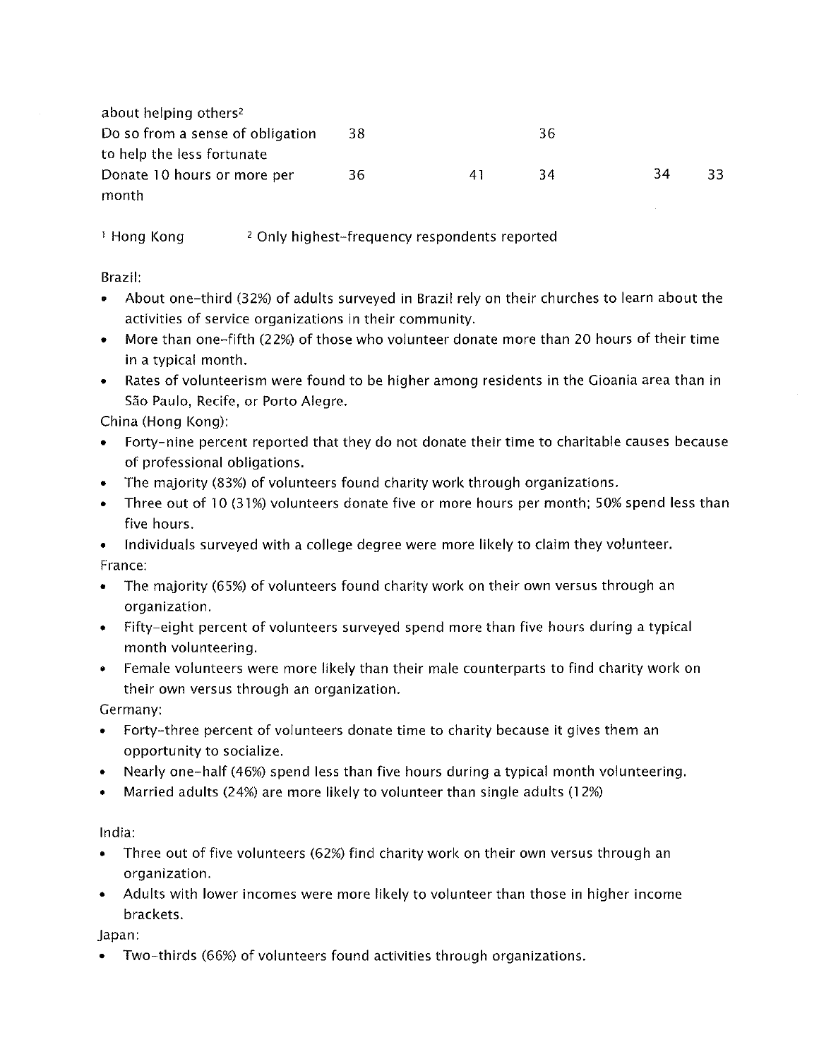| | | | | | |
|---|---|---|---|---|---|
| about helping others[2] | | | | | |
| Do so from a sense of obligation to help the less fortunate | 38 | | 36 | | |
| Donate 10 hours or more per month | 36 | 41 | 34 | 34 | 33 |

[1] Hong Kong [2] Only highest-frequency respondents reported

Brazil:

- About one-third (32%) of adults surveyed in Brazil rely on their churches to learn about the activities of service organizations in their community.
- More than one-fifth (22%) of those who volunteer donate more than 20 hours of their time in a typical month.
- Rates of volunteerism were found to be higher among residents in the Gioania area than in São Paulo, Recife, or Porto Alegre.

China (Hong Kong):

- Forty-nine percent reported that they do not donate their time to charitable causes because of professional obligations.
- The majority (83%) of volunteers found charity work through organizations.
- Three out of 10 (31%) volunteers donate five or more hours per month; 50% spend less than five hours.
- Individuals surveyed with a college degree were more likely to claim they volunteer.

France:

- The majority (65%) of volunteers found charity work on their own versus through an organization.
- Fifty-eight percent of volunteers surveyed spend more than five hours during a typical month volunteering.
- Female volunteers were more likely than their male counterparts to find charity work on their own versus through an organization.

Germany:

- Forty-three percent of volunteers donate time to charity because it gives them an opportunity to socialize.
- Nearly one-half (46%) spend less than five hours during a typical month volunteering.
- Married adults (24%) are more likely to volunteer than single adults (12%)

India:

- Three out of five volunteers (62%) find charity work on their own versus through an organization.
- Adults with lower incomes were more likely to volunteer than those in higher income brackets.

Japan:

- Two-thirds (66%) of volunteers found activities through organizations.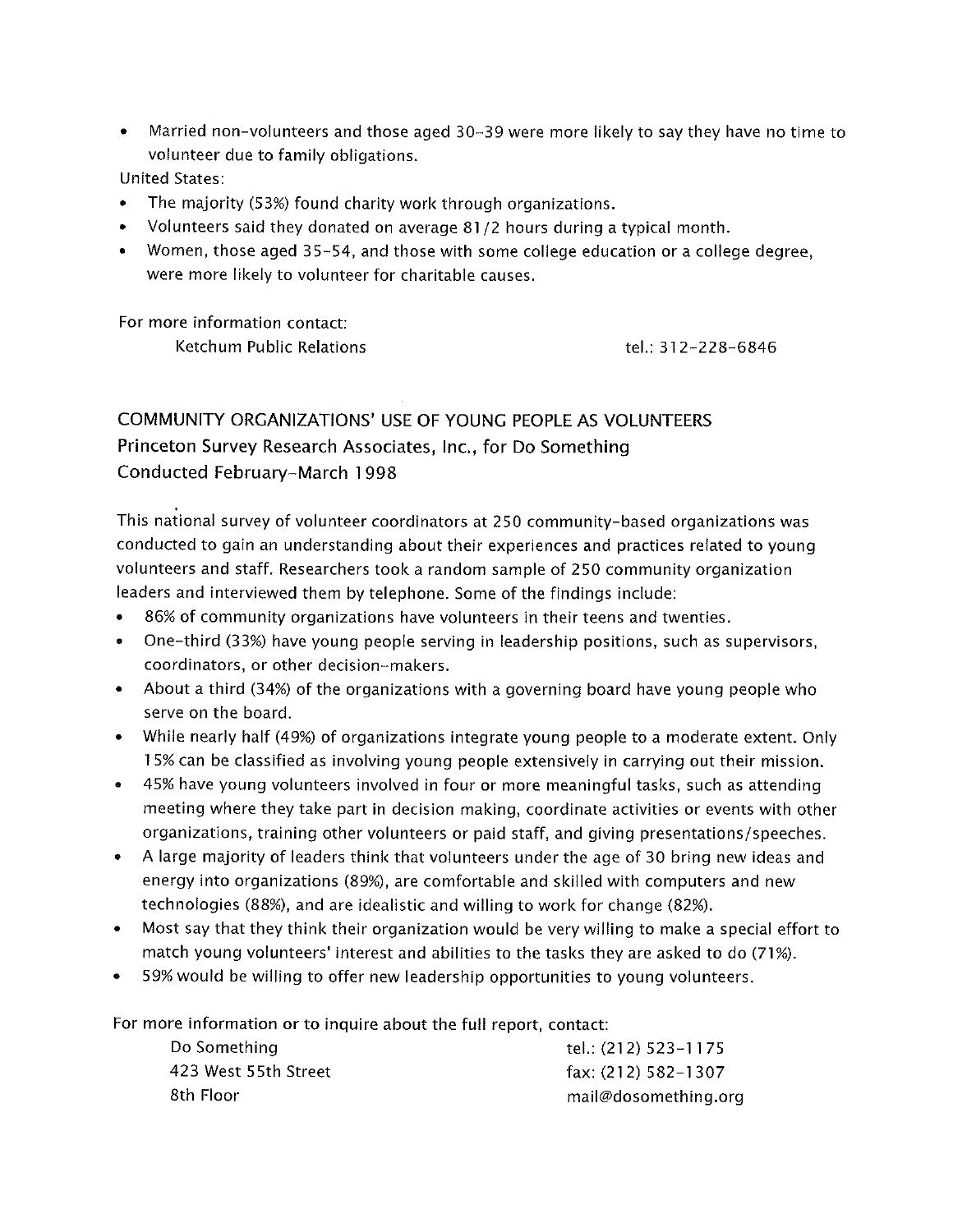- Married non-volunteers and those aged 30–39 were more likely to say they have no time to volunteer due to family obligations.

United States:

- The majority (53%) found charity work through organizations.
- Volunteers said they donated on average 81/2 hours during a typical month.
- Women, those aged 35–54, and those with some college education or a college degree, were more likely to volunteer for charitable causes.

For more information contact:

Ketchum Public Relations — tel.: 312-228-6846

## COMMUNITY ORGANIZATIONS' USE OF YOUNG PEOPLE AS VOLUNTEERS

**Princeton Survey Research Associates, Inc., for Do Something**
**Conducted February–March 1998**

This national survey of volunteer coordinators at 250 community-based organizations was conducted to gain an understanding about their experiences and practices related to young volunteers and staff. Researchers took a random sample of 250 community organization leaders and interviewed them by telephone. Some of the findings include:

- 86% of community organizations have volunteers in their teens and twenties.
- One-third (33%) have young people serving in leadership positions, such as supervisors, coordinators, or other decision-makers.
- About a third (34%) of the organizations with a governing board have young people who serve on the board.
- While nearly half (49%) of organizations integrate young people to a moderate extent. Only 15% can be classified as involving young people extensively in carrying out their mission.
- 45% have young volunteers involved in four or more meaningful tasks, such as attending meeting where they take part in decision making, coordinate activities or events with other organizations, training other volunteers or paid staff, and giving presentations/speeches.
- A large majority of leaders think that volunteers under the age of 30 bring new ideas and energy into organizations (89%), are comfortable and skilled with computers and new technologies (88%), and are idealistic and willing to work for change (82%).
- Most say that they think their organization would be very willing to make a special effort to match young volunteers' interest and abilities to the tasks they are asked to do (71%).
- 59% would be willing to offer new leadership opportunities to young volunteers.

For more information or to inquire about the full report, contact:

Do Something
423 West 55th Street
8th Floor

tel.: (212) 523-1175
fax: (212) 582-1307
mail@dosomething.org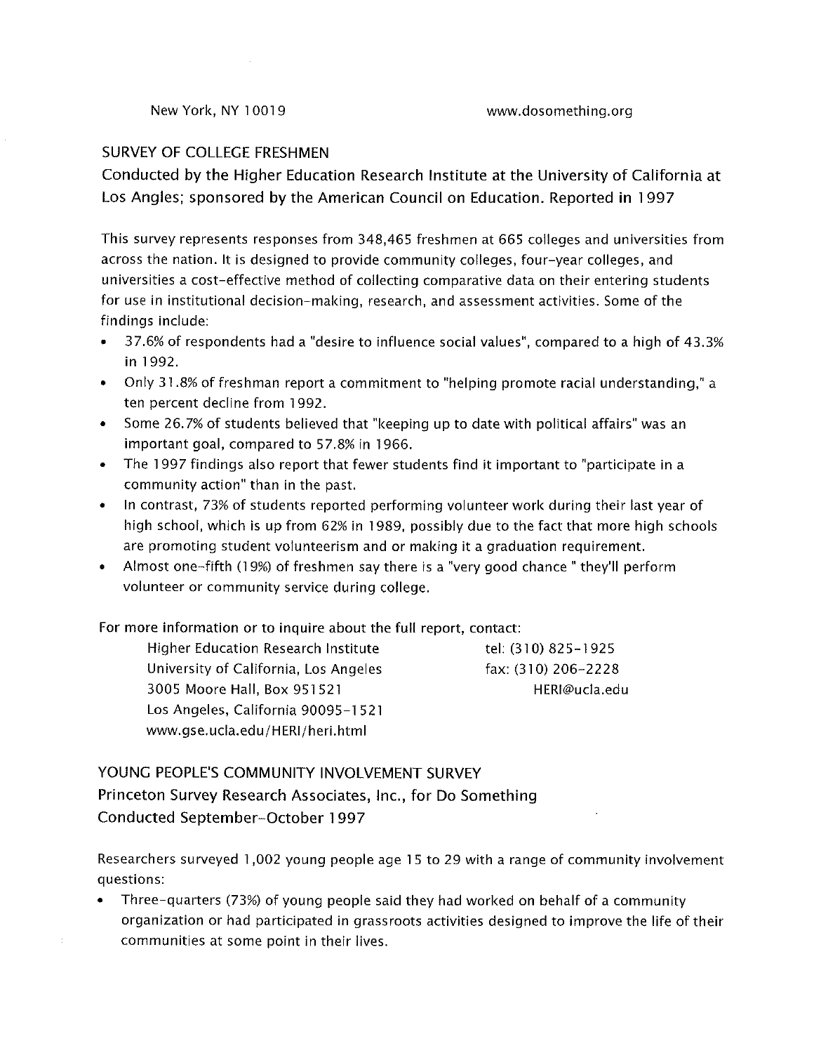New York, NY 10019 www.dosomething.org

## SURVEY OF COLLEGE FRESHMEN

### Conducted by the Higher Education Research Institute at the University of California at Los Angles; sponsored by the American Council on Education. Reported in 1997

This survey represents responses from 348,465 freshmen at 665 colleges and universities from across the nation. It is designed to provide community colleges, four-year colleges, and universities a cost-effective method of collecting comparative data on their entering students for use in institutional decision-making, research, and assessment activities. Some of the findings include:

- 37.6% of respondents had a "desire to influence social values", compared to a high of 43.3% in 1992.
- Only 31.8% of freshman report a commitment to "helping promote racial understanding," a ten percent decline from 1992.
- Some 26.7% of students believed that "keeping up to date with political affairs" was an important goal, compared to 57.8% in 1966.
- The 1997 findings also report that fewer students find it important to "participate in a community action" than in the past.
- In contrast, 73% of students reported performing volunteer work during their last year of high school, which is up from 62% in 1989, possibly due to the fact that more high schools are promoting student volunteerism and or making it a graduation requirement.
- Almost one-fifth (19%) of freshmen say there is a "very good chance " they'll perform volunteer or community service during college.

For more information or to inquire about the full report, contact:

Higher Education Research Institute
University of California, Los Angeles
3005 Moore Hall, Box 951521
Los Angeles, California 90095-1521
www.gse.ucla.edu/HERI/heri.html

tel: (310) 825-1925
fax: (310) 206-2228
HERI@ucla.edu

## YOUNG PEOPLE'S COMMUNITY INVOLVEMENT SURVEY

### Princeton Survey Research Associates, Inc., for Do Something Conducted September-October 1997

Researchers surveyed 1,002 young people age 15 to 29 with a range of community involvement questions:

- Three-quarters (73%) of young people said they had worked on behalf of a community organization or had participated in grassroots activities designed to improve the life of their communities at some point in their lives.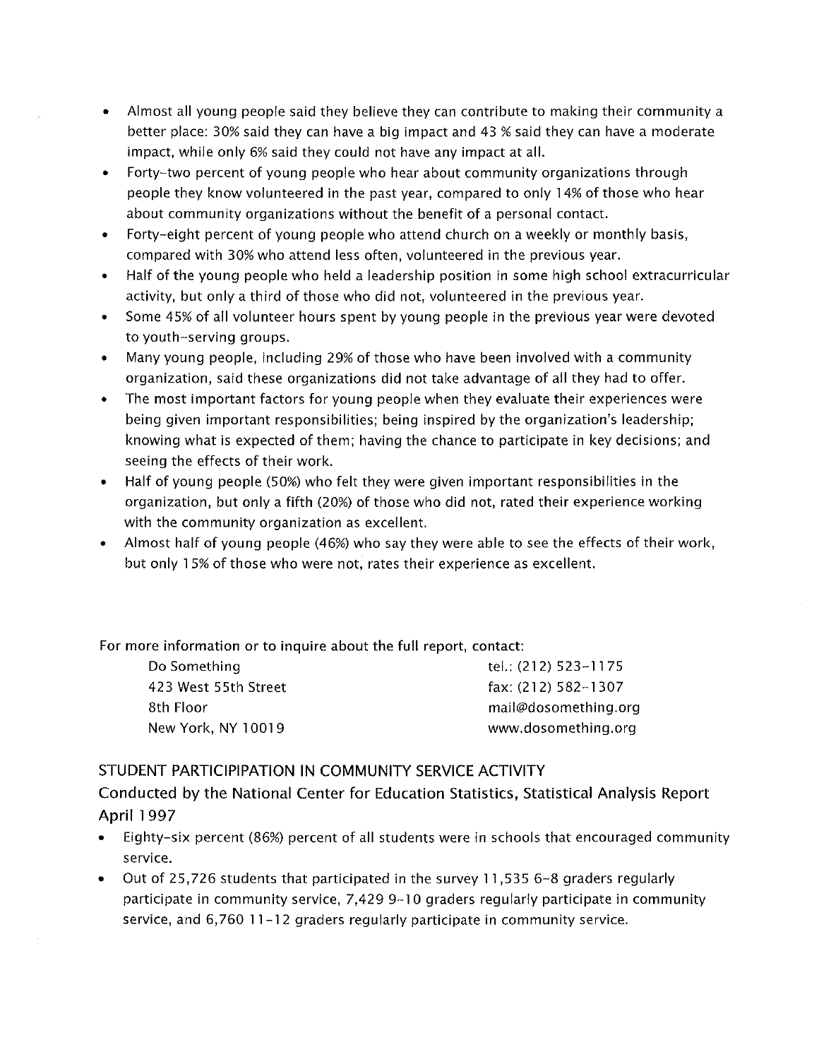- Almost all young people said they believe they can contribute to making their community a better place: 30% said they can have a big impact and 43 % said they can have a moderate impact, while only 6% said they could not have any impact at all.
- Forty-two percent of young people who hear about community organizations through people they know volunteered in the past year, compared to only 14% of those who hear about community organizations without the benefit of a personal contact.
- Forty-eight percent of young people who attend church on a weekly or monthly basis, compared with 30% who attend less often, volunteered in the previous year.
- Half of the young people who held a leadership position in some high school extracurricular activity, but only a third of those who did not, volunteered in the previous year.
- Some 45% of all volunteer hours spent by young people in the previous year were devoted to youth-serving groups.
- Many young people, including 29% of those who have been involved with a community organization, said these organizations did not take advantage of all they had to offer.
- The most important factors for young people when they evaluate their experiences were being given important responsibilities; being inspired by the organization's leadership; knowing what is expected of them; having the chance to participate in key decisions; and seeing the effects of their work.
- Half of young people (50%) who felt they were given important responsibilities in the organization, but only a fifth (20%) of those who did not, rated their experience working with the community organization as excellent.
- Almost half of young people (46%) who say they were able to see the effects of their work, but only 15% of those who were not, rates their experience as excellent.

For more information or to inquire about the full report, contact:

| | |
|---|---|
| Do Something | tel.: (212) 523-1175 |
| 423 West 55th Street | fax: (212) 582-1307 |
| 8th Floor | mail@dosomething.org |
| New York, NY 10019 | www.dosomething.org |

## STUDENT PARTICIPIPATION IN COMMUNITY SERVICE ACTIVITY

### Conducted by the National Center for Education Statistics, Statistical Analysis Report April 1997

- Eighty-six percent (86%) percent of all students were in schools that encouraged community service.
- Out of 25,726 students that participated in the survey 11,535 6-8 graders regularly participate in community service, 7,429 9-10 graders regularly participate in community service, and 6,760 11-12 graders regularly participate in community service.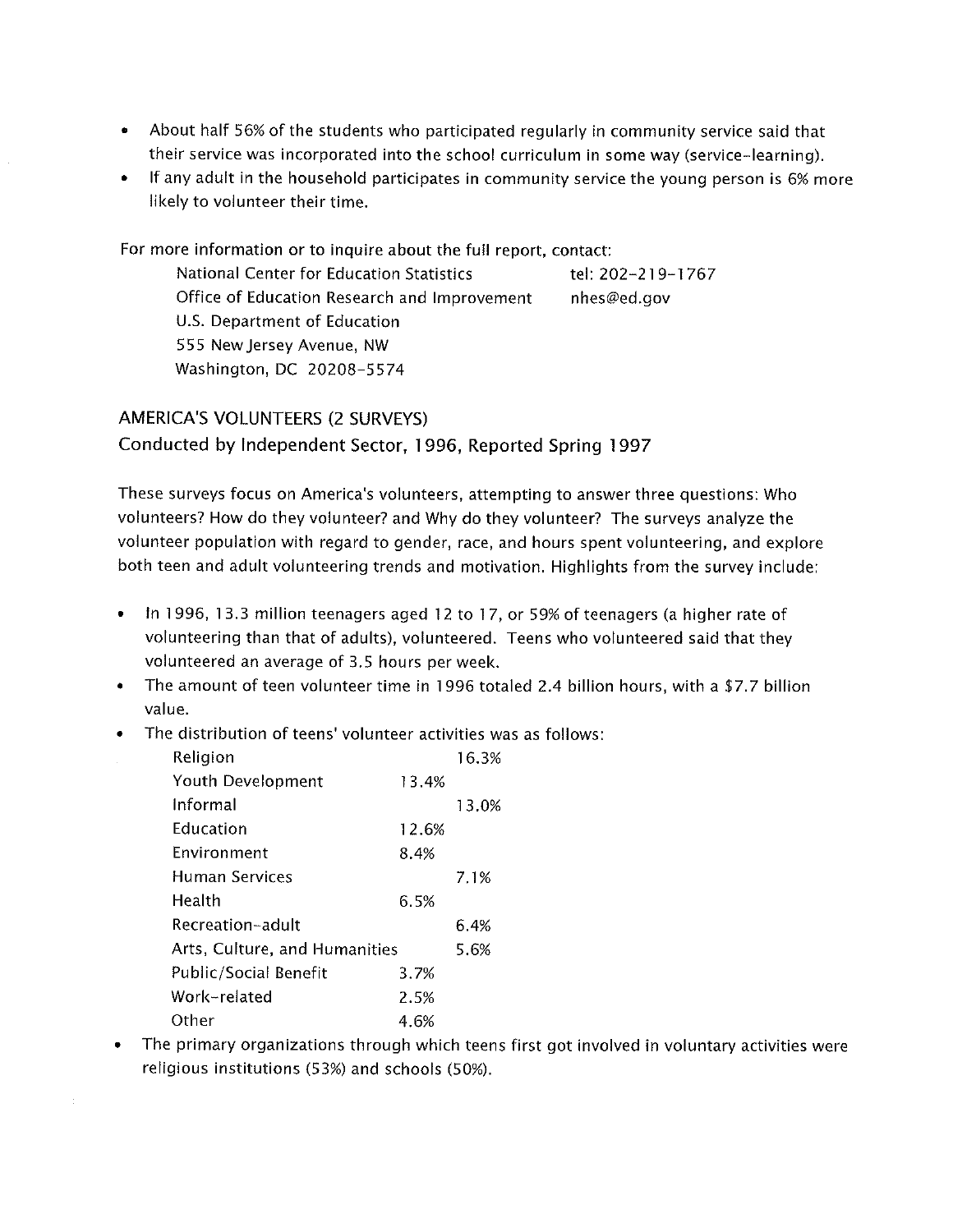- About half 56% of the students who participated regularly in community service said that their service was incorporated into the school curriculum in some way (service-learning).
- If any adult in the household participates in community service the young person is 6% more likely to volunteer their time.

For more information or to inquire about the full report, contact:

National Center for Education Statistics — tel: 202-219-1767
Office of Education Research and Improvement — nhes@ed.gov
U.S. Department of Education
555 New Jersey Avenue, NW
Washington, DC 20208-5574

## AMERICA'S VOLUNTEERS (2 SURVEYS)

### Conducted by Independent Sector, 1996, Reported Spring 1997

These surveys focus on America's volunteers, attempting to answer three questions: Who volunteers? How do they volunteer? and Why do they volunteer? The surveys analyze the volunteer population with regard to gender, race, and hours spent volunteering, and explore both teen and adult volunteering trends and motivation. Highlights from the survey include:

- In 1996, 13.3 million teenagers aged 12 to 17, or 59% of teenagers (a higher rate of volunteering than that of adults), volunteered. Teens who volunteered said that they volunteered an average of 3.5 hours per week.
- The amount of teen volunteer time in 1996 totaled 2.4 billion hours, with a $7.7 billion value.
- The distribution of teens' volunteer activities was as follows:

| Activity | Percent |
|---|---|
| Religion | 16.3% |
| Youth Development | 13.4% |
| Informal | 13.0% |
| Education | 12.6% |
| Environment | 8.4% |
| Human Services | 7.1% |
| Health | 6.5% |
| Recreation-adult | 6.4% |
| Arts, Culture, and Humanities | 5.6% |
| Public/Social Benefit | 3.7% |
| Work-related | 2.5% |
| Other | 4.6% |

- The primary organizations through which teens first got involved in voluntary activities were religious institutions (53%) and schools (50%).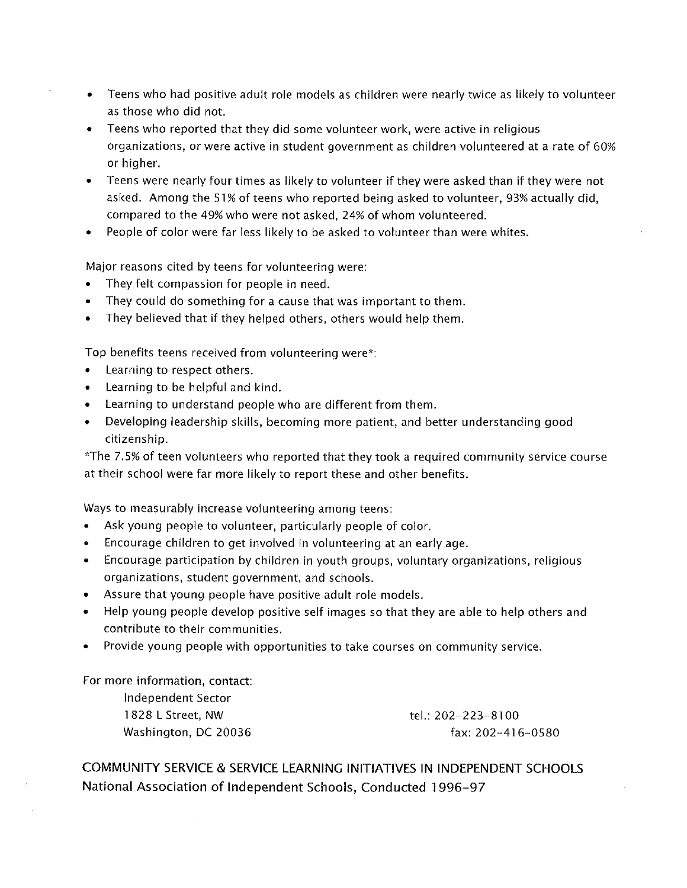- Teens who had positive adult role models as children were nearly twice as likely to volunteer as those who did not.
- Teens who reported that they did some volunteer work, were active in religious organizations, or were active in student government as children volunteered at a rate of 60% or higher.
- Teens were nearly four times as likely to volunteer if they were asked than if they were not asked. Among the 51% of teens who reported being asked to volunteer, 93% actually did, compared to the 49% who were not asked, 24% of whom volunteered.
- People of color were far less likely to be asked to volunteer than were whites.

Major reasons cited by teens for volunteering were:

- They felt compassion for people in need.
- They could do something for a cause that was important to them.
- They believed that if they helped others, others would help them.

Top benefits teens received from volunteering were*:

- Learning to respect others.
- Learning to be helpful and kind.
- Learning to understand people who are different from them.
- Developing leadership skills, becoming more patient, and better understanding good citizenship.

*The 7.5% of teen volunteers who reported that they took a required community service course at their school were far more likely to report these and other benefits.

Ways to measurably increase volunteering among teens:

- Ask young people to volunteer, particularly people of color.
- Encourage children to get involved in volunteering at an early age.
- Encourage participation by children in youth groups, voluntary organizations, religious organizations, student government, and schools.
- Assure that young people have positive adult role models.
- Help young people develop positive self images so that they are able to help others and contribute to their communities.
- Provide young people with opportunities to take courses on community service.

For more information, contact:

Independent Sector
1828 L Street, NW
Washington, DC 20036

tel.: 202-223-8100
fax: 202-416-0580

## COMMUNITY SERVICE & SERVICE LEARNING INITIATIVES IN INDEPENDENT SCHOOLS

National Association of Independent Schools, Conducted 1996-97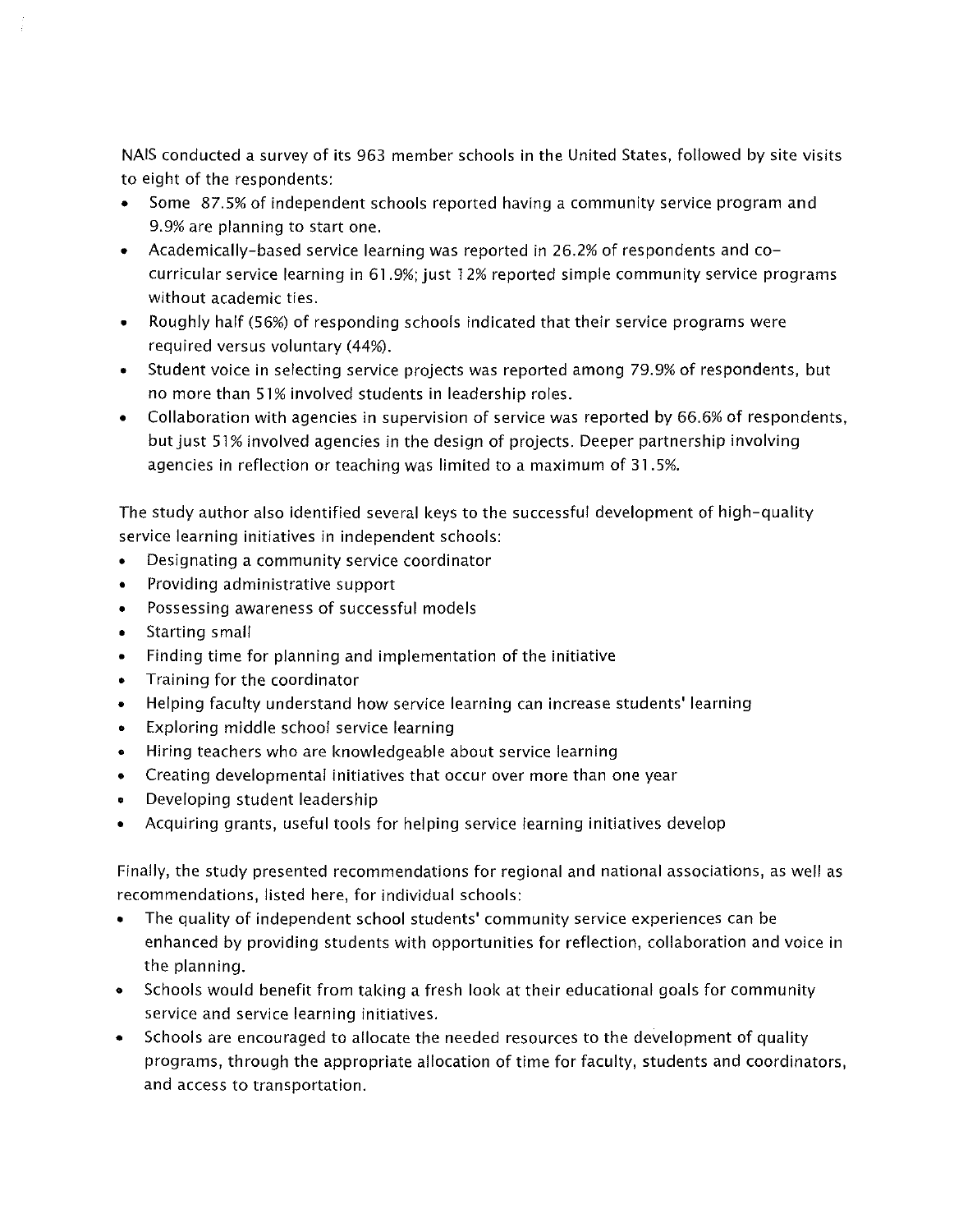NAIS conducted a survey of its 963 member schools in the United States, followed by site visits to eight of the respondents:

- Some 87.5% of independent schools reported having a community service program and 9.9% are planning to start one.
- Academically-based service learning was reported in 26.2% of respondents and co-curricular service learning in 61.9%; just 12% reported simple community service programs without academic ties.
- Roughly half (56%) of responding schools indicated that their service programs were required versus voluntary (44%).
- Student voice in selecting service projects was reported among 79.9% of respondents, but no more than 51% involved students in leadership roles.
- Collaboration with agencies in supervision of service was reported by 66.6% of respondents, but just 51% involved agencies in the design of projects. Deeper partnership involving agencies in reflection or teaching was limited to a maximum of 31.5%.

The study author also identified several keys to the successful development of high-quality service learning initiatives in independent schools:

- Designating a community service coordinator
- Providing administrative support
- Possessing awareness of successful models
- Starting small
- Finding time for planning and implementation of the initiative
- Training for the coordinator
- Helping faculty understand how service learning can increase students' learning
- Exploring middle school service learning
- Hiring teachers who are knowledgeable about service learning
- Creating developmental initiatives that occur over more than one year
- Developing student leadership
- Acquiring grants, useful tools for helping service learning initiatives develop

Finally, the study presented recommendations for regional and national associations, as well as recommendations, listed here, for individual schools:

- The quality of independent school students' community service experiences can be enhanced by providing students with opportunities for reflection, collaboration and voice in the planning.
- Schools would benefit from taking a fresh look at their educational goals for community service and service learning initiatives.
- Schools are encouraged to allocate the needed resources to the development of quality programs, through the appropriate allocation of time for faculty, students and coordinators, and access to transportation.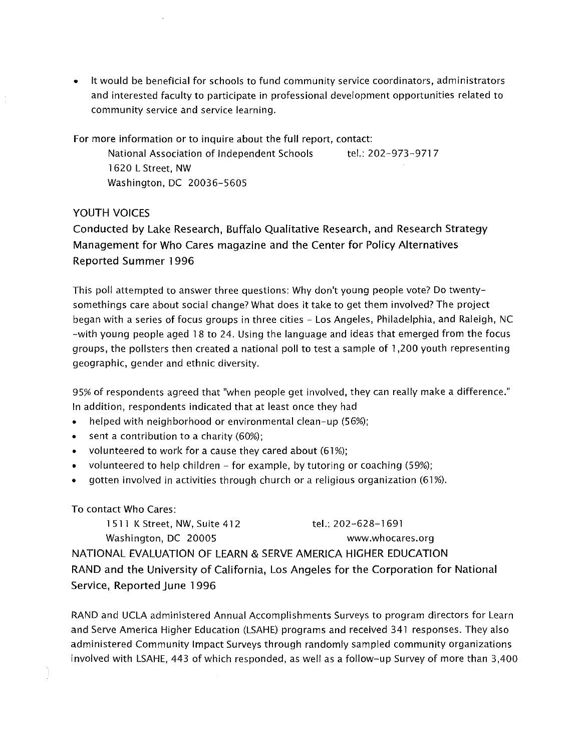- It would be beneficial for schools to fund community service coordinators, administrators and interested faculty to participate in professional development opportunities related to community service and service learning.

For more information or to inquire about the full report, contact:

National Association of Independent Schools    tel.: 202-973-9717
1620 L Street, NW
Washington, DC 20036-5605

## YOUTH VOICES

### Conducted by Lake Research, Buffalo Qualitative Research, and Research Strategy Management for Who Cares magazine and the Center for Policy Alternatives Reported Summer 1996

This poll attempted to answer three questions: Why don't young people vote? Do twenty-somethings care about social change? What does it take to get them involved? The project began with a series of focus groups in three cities – Los Angeles, Philadelphia, and Raleigh, NC –with young people aged 18 to 24. Using the language and ideas that emerged from the focus groups, the pollsters then created a national poll to test a sample of 1,200 youth representing geographic, gender and ethnic diversity.

95% of respondents agreed that "when people get involved, they can really make a difference." In addition, respondents indicated that at least once they had

- helped with neighborhood or environmental clean-up (56%);
- sent a contribution to a charity (60%);
- volunteered to work for a cause they cared about (61%);
- volunteered to help children – for example, by tutoring or coaching (59%);
- gotten involved in activities through church or a religious organization (61%).

To contact Who Cares:

1511 K Street, NW, Suite 412    tel.: 202-628-1691
Washington, DC 20005    www.whocares.org

## NATIONAL EVALUATION OF LEARN & SERVE AMERICA HIGHER EDUCATION

### RAND and the University of California, Los Angeles for the Corporation for National Service, Reported June 1996

RAND and UCLA administered Annual Accomplishments Surveys to program directors for Learn and Serve America Higher Education (LSAHE) programs and received 341 responses. They also administered Community Impact Surveys through randomly sampled community organizations involved with LSAHE, 443 of which responded, as well as a follow-up Survey of more than 3,400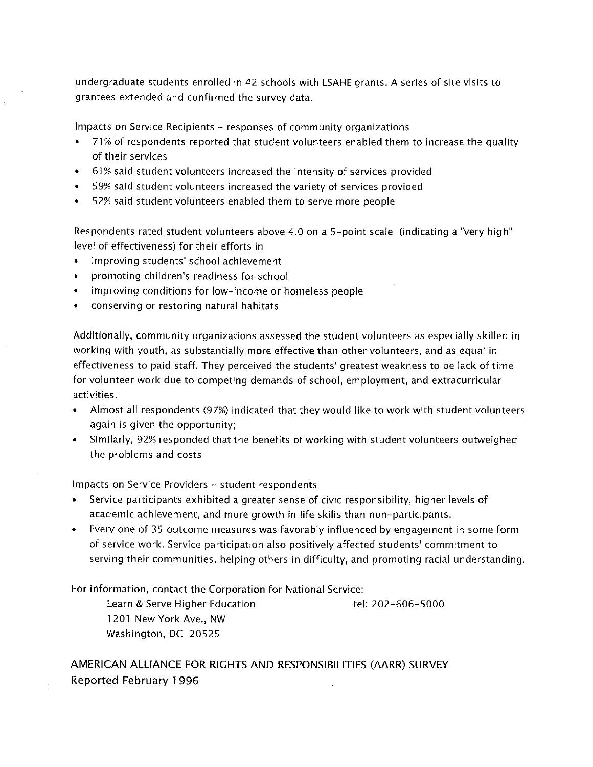undergraduate students enrolled in 42 schools with LSAHE grants. A series of site visits to grantees extended and confirmed the survey data.

Impacts on Service Recipients – responses of community organizations

- 71% of respondents reported that student volunteers enabled them to increase the quality of their services
- 61% said student volunteers increased the intensity of services provided
- 59% said student volunteers increased the variety of services provided
- 52% said student volunteers enabled them to serve more people

Respondents rated student volunteers above 4.0 on a 5-point scale (indicating a "very high" level of effectiveness) for their efforts in

- improving students' school achievement
- promoting children's readiness for school
- improving conditions for low-income or homeless people
- conserving or restoring natural habitats

Additionally, community organizations assessed the student volunteers as especially skilled in working with youth, as substantially more effective than other volunteers, and as equal in effectiveness to paid staff. They perceived the students' greatest weakness to be lack of time for volunteer work due to competing demands of school, employment, and extracurricular activities.

- Almost all respondents (97%) indicated that they would like to work with student volunteers again is given the opportunity;
- Similarly, 92% responded that the benefits of working with student volunteers outweighed the problems and costs

Impacts on Service Providers – student respondents

- Service participants exhibited a greater sense of civic responsibility, higher levels of academic achievement, and more growth in life skills than non-participants.
- Every one of 35 outcome measures was favorably influenced by engagement in some form of service work. Service participation also positively affected students' commitment to serving their communities, helping others in difficulty, and promoting racial understanding.

For information, contact the Corporation for National Service:

Learn & Serve Higher Education tel: 202-606-5000
1201 New York Ave., NW
Washington, DC 20525

## AMERICAN ALLIANCE FOR RIGHTS AND RESPONSIBILITIES (AARR) SURVEY
Reported February 1996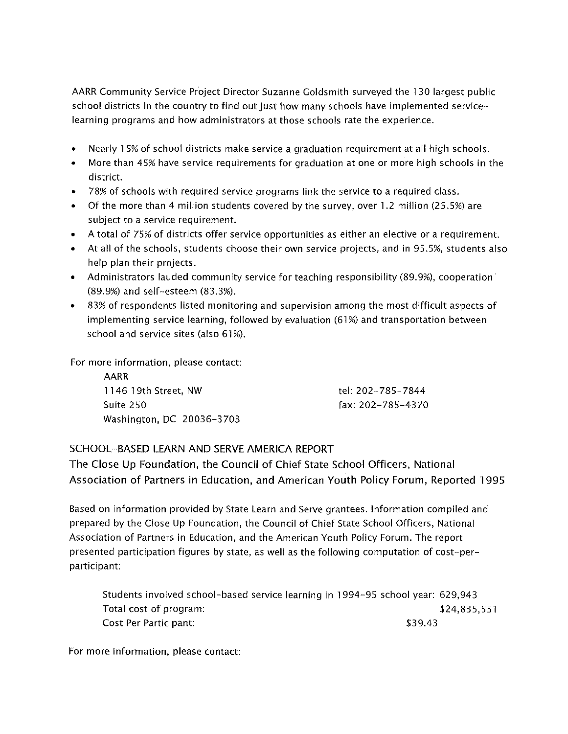AARR Community Service Project Director Suzanne Goldsmith surveyed the 130 largest public school districts in the country to find out just how many schools have implemented service-learning programs and how administrators at those schools rate the experience.

- Nearly 15% of school districts make service a graduation requirement at all high schools.
- More than 45% have service requirements for graduation at one or more high schools in the district.
- 78% of schools with required service programs link the service to a required class.
- Of the more than 4 million students covered by the survey, over 1.2 million (25.5%) are subject to a service requirement.
- A total of 75% of districts offer service opportunities as either an elective or a requirement.
- At all of the schools, students choose their own service projects, and in 95.5%, students also help plan their projects.
- Administrators lauded community service for teaching responsibility (89.9%), cooperation (89.9%) and self-esteem (83.3%).
- 83% of respondents listed monitoring and supervision among the most difficult aspects of implementing service learning, followed by evaluation (61%) and transportation between school and service sites (also 61%).

For more information, please contact:

AARR
1146 19th Street, NW
Suite 250
Washington, DC 20036-3703

tel: 202-785-7844
fax: 202-785-4370

## SCHOOL-BASED LEARN AND SERVE AMERICA REPORT

### The Close Up Foundation, the Council of Chief State School Officers, National Association of Partners in Education, and American Youth Policy Forum, Reported 1995

Based on information provided by State Learn and Serve grantees. Information compiled and prepared by the Close Up Foundation, the Council of Chief State School Officers, National Association of Partners in Education, and the American Youth Policy Forum. The report presented participation figures by state, as well as the following computation of cost-per-participant:

| | |
|---|---|
| Students involved school-based service learning in 1994-95 school year: | 629,943 |
| Total cost of program: | $24,835,551 |
| Cost Per Participant: | $39.43 |

For more information, please contact: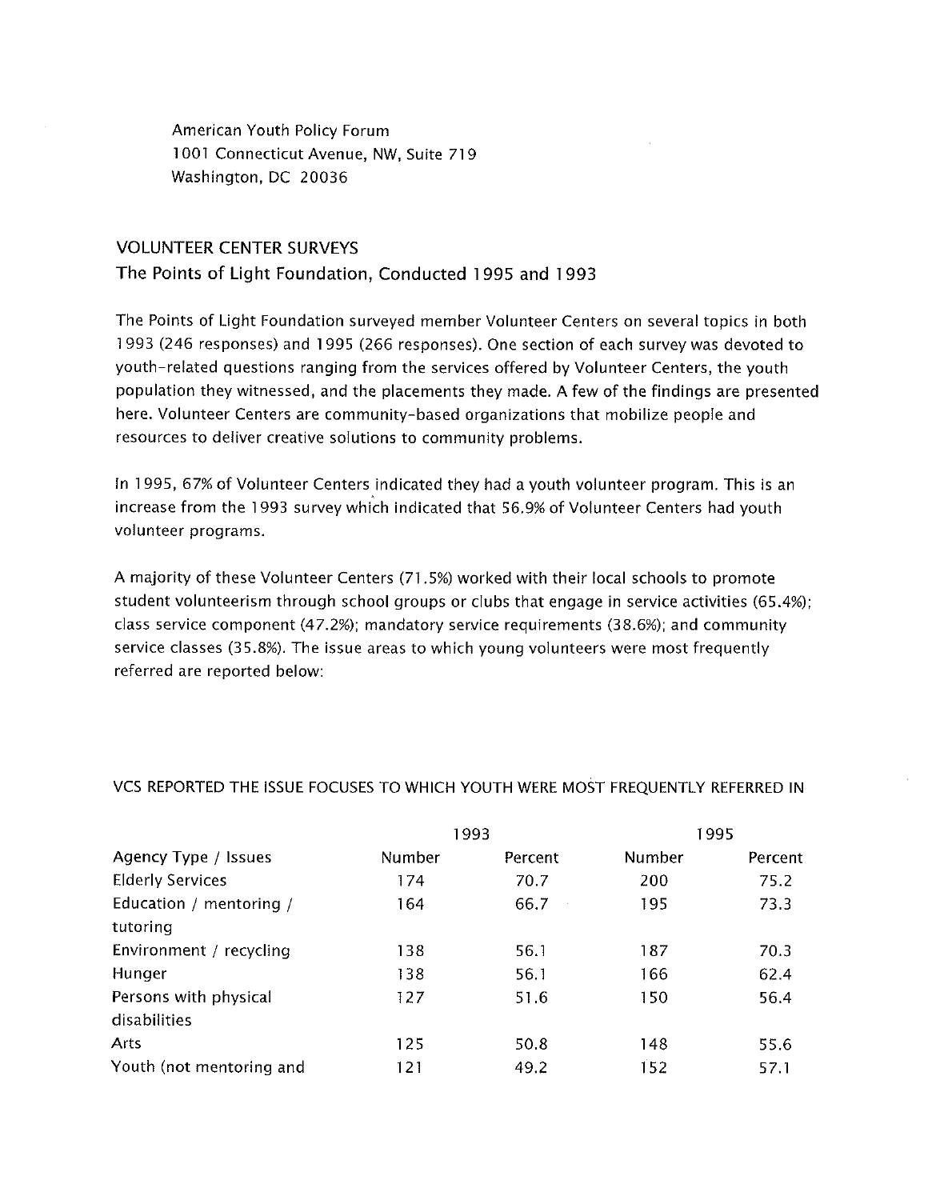American Youth Policy Forum
1001 Connecticut Avenue, NW, Suite 719
Washington, DC 20036

## VOLUNTEER CENTER SURVEYS

### The Points of Light Foundation, Conducted 1995 and 1993

The Points of Light Foundation surveyed member Volunteer Centers on several topics in both 1993 (246 responses) and 1995 (266 responses). One section of each survey was devoted to youth-related questions ranging from the services offered by Volunteer Centers, the youth population they witnessed, and the placements they made. A few of the findings are presented here. Volunteer Centers are community-based organizations that mobilize people and resources to deliver creative solutions to community problems.

In 1995, 67% of Volunteer Centers indicated they had a youth volunteer program. This is an increase from the 1993 survey which indicated that 56.9% of Volunteer Centers had youth volunteer programs.

A majority of these Volunteer Centers (71.5%) worked with their local schools to promote student volunteerism through school groups or clubs that engage in service activities (65.4%); class service component (47.2%); mandatory service requirements (38.6%); and community service classes (35.8%). The issue areas to which young volunteers were most frequently referred are reported below:

VCS REPORTED THE ISSUE FOCUSES TO WHICH YOUTH WERE MOST FREQUENTLY REFERRED IN

| | 1993 | | 1995 | |
|---|---|---|---|---|
| Agency Type / Issues | Number | Percent | Number | Percent |
| Elderly Services | 174 | 70.7 | 200 | 75.2 |
| Education / mentoring / tutoring | 164 | 66.7 | 195 | 73.3 |
| Environment / recycling | 138 | 56.1 | 187 | 70.3 |
| Hunger | 138 | 56.1 | 166 | 62.4 |
| Persons with physical disabilities | 127 | 51.6 | 150 | 56.4 |
| Arts | 125 | 50.8 | 148 | 55.6 |
| Youth (not mentoring and | 121 | 49.2 | 152 | 57.1 |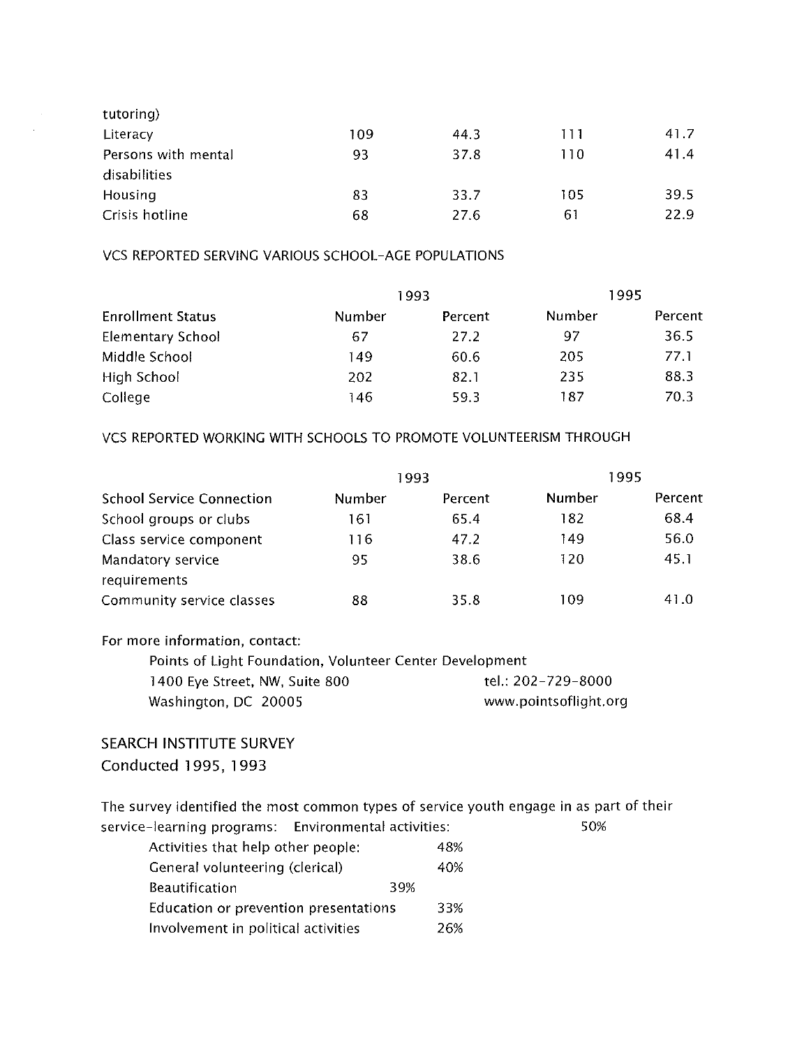| | | | | |
|---|---|---|---|---|
| tutoring) | | | | |
| Literacy | 109 | 44.3 | 111 | 41.7 |
| Persons with mental disabilities | 93 | 37.8 | 110 | 41.4 |
| Housing | 83 | 33.7 | 105 | 39.5 |
| Crisis hotline | 68 | 27.6 | 61 | 22.9 |

VCS REPORTED SERVING VARIOUS SCHOOL-AGE POPULATIONS

| | 1993 | | 1995 | |
|---|---|---|---|---|
| Enrollment Status | Number | Percent | Number | Percent |
| Elementary School | 67 | 27.2 | 97 | 36.5 |
| Middle School | 149 | 60.6 | 205 | 77.1 |
| High School | 202 | 82.1 | 235 | 88.3 |
| College | 146 | 59.3 | 187 | 70.3 |

VCS REPORTED WORKING WITH SCHOOLS TO PROMOTE VOLUNTEERISM THROUGH

| | 1993 | | 1995 | |
|---|---|---|---|---|
| School Service Connection | Number | Percent | Number | Percent |
| School groups or clubs | 161 | 65.4 | 182 | 68.4 |
| Class service component | 116 | 47.2 | 149 | 56.0 |
| Mandatory service requirements | 95 | 38.6 | 120 | 45.1 |
| Community service classes | 88 | 35.8 | 109 | 41.0 |

For more information, contact:

Points of Light Foundation, Volunteer Center Development
1400 Eye Street, NW, Suite 800 tel.: 202-729-8000
Washington, DC 20005 www.pointsoflight.org

## SEARCH INSTITUTE SURVEY
Conducted 1995, 1993

The survey identified the most common types of service youth engage in as part of their service-learning programs:

- Environmental activities: 50%
- Activities that help other people: 48%
- General volunteering (clerical) 40%
- Beautification 39%
- Education or prevention presentations 33%
- Involvement in political activities 26%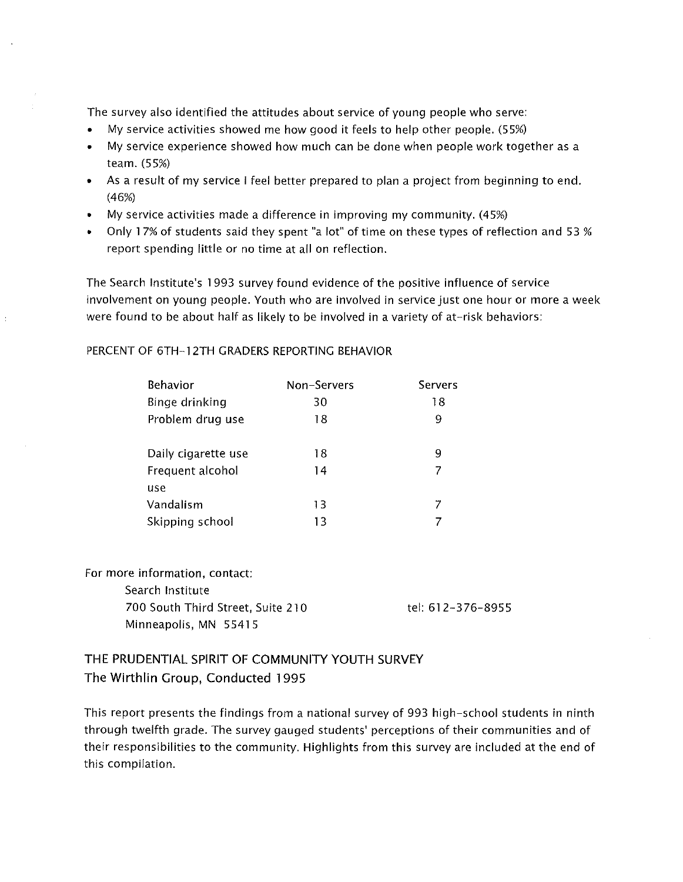The survey also identified the attitudes about service of young people who serve:

- My service activities showed me how good it feels to help other people. (55%)
- My service experience showed how much can be done when people work together as a team. (55%)
- As a result of my service I feel better prepared to plan a project from beginning to end. (46%)
- My service activities made a difference in improving my community. (45%)
- Only 17% of students said they spent "a lot" of time on these types of reflection and 53 % report spending little or no time at all on reflection.

The Search Institute's 1993 survey found evidence of the positive influence of service involvement on young people. Youth who are involved in service just one hour or more a week were found to be about half as likely to be involved in a variety of at-risk behaviors:

PERCENT OF 6TH-12TH GRADERS REPORTING BEHAVIOR

| Behavior | Non-Servers | Servers |
|---|---|---|
| Binge drinking | 30 | 18 |
| Problem drug use | 18 | 9 |
| Daily cigarette use | 18 | 9 |
| Frequent alcohol use | 14 | 7 |
| Vandalism | 13 | 7 |
| Skipping school | 13 | 7 |

For more information, contact:

Search Institute
700 South Third Street, Suite 210
Minneapolis, MN 55415

tel: 612-376-8955

## THE PRUDENTIAL SPIRIT OF COMMUNITY YOUTH SURVEY
## The Wirthlin Group, Conducted 1995

This report presents the findings from a national survey of 993 high-school students in ninth through twelfth grade. The survey gauged students' perceptions of their communities and of their responsibilities to the community. Highlights from this survey are included at the end of this compilation.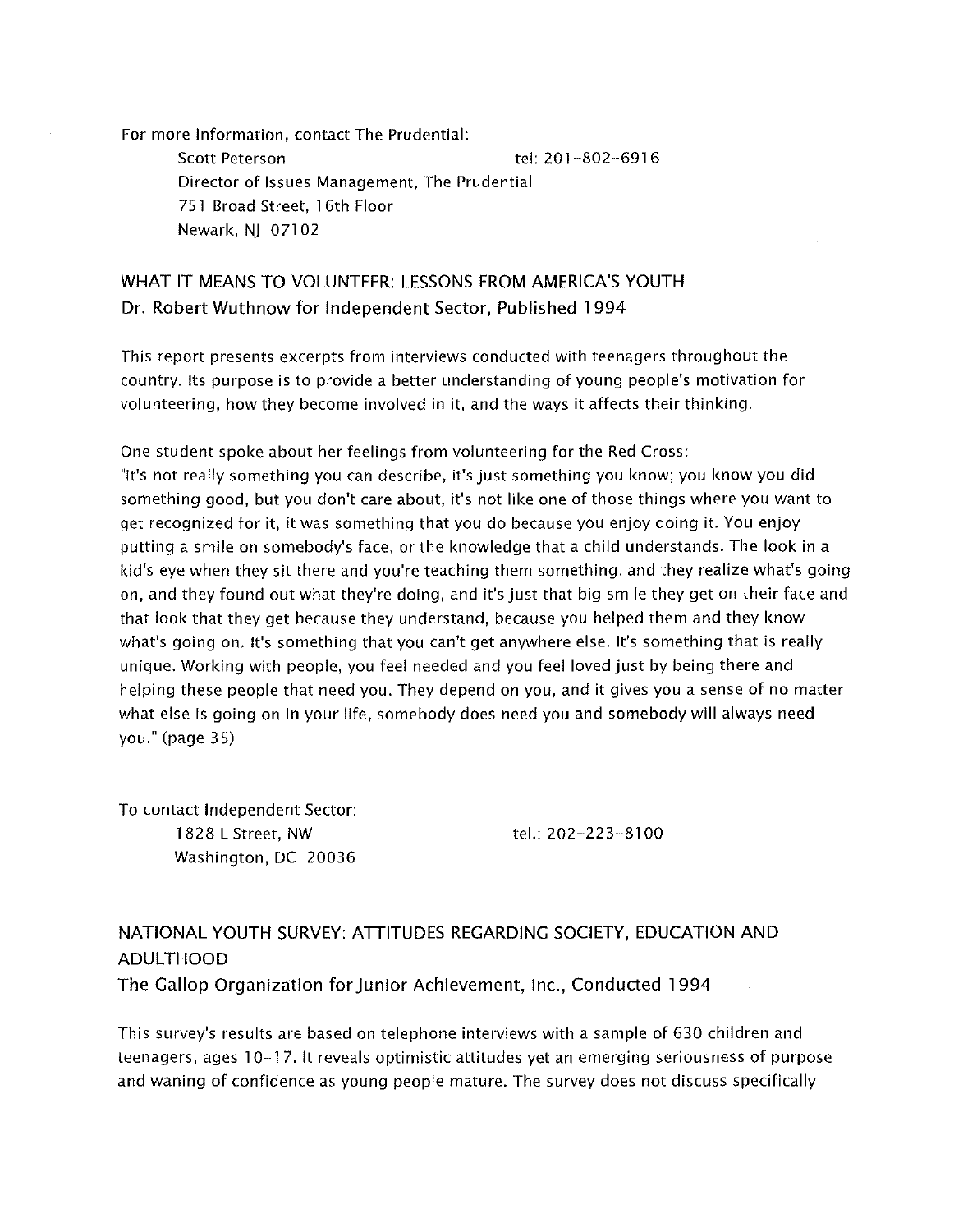For more information, contact The Prudential:

> Scott Peterson — tel: 201-802-6916
> Director of Issues Management, The Prudential
> 751 Broad Street, 16th Floor
> Newark, NJ 07102

## WHAT IT MEANS TO VOLUNTEER: LESSONS FROM AMERICA'S YOUTH

Dr. Robert Wuthnow for Independent Sector, Published 1994

This report presents excerpts from interviews conducted with teenagers throughout the country. Its purpose is to provide a better understanding of young people's motivation for volunteering, how they become involved in it, and the ways it affects their thinking.

One student spoke about her feelings from volunteering for the Red Cross:
"It's not really something you can describe, it's just something you know; you know you did something good, but you don't care about, it's not like one of those things where you want to get recognized for it, it was something that you do because you enjoy doing it. You enjoy putting a smile on somebody's face, or the knowledge that a child understands. The look in a kid's eye when they sit there and you're teaching them something, and they realize what's going on, and they found out what they're doing, and it's just that big smile they get on their face and that look that they get because they understand, because you helped them and they know what's going on. It's something that you can't get anywhere else. It's something that is really unique. Working with people, you feel needed and you feel loved just by being there and helping these people that need you. They depend on you, and it gives you a sense of no matter what else is going on in your life, somebody does need you and somebody will always need you." (page 35)

To contact Independent Sector:

> 1828 L Street, NW — tel.: 202-223-8100
> Washington, DC 20036

## NATIONAL YOUTH SURVEY: ATTITUDES REGARDING SOCIETY, EDUCATION AND ADULTHOOD

The Gallop Organization for Junior Achievement, Inc., Conducted 1994

This survey's results are based on telephone interviews with a sample of 630 children and teenagers, ages 10-17. It reveals optimistic attitudes yet an emerging seriousness of purpose and waning of confidence as young people mature. The survey does not discuss specifically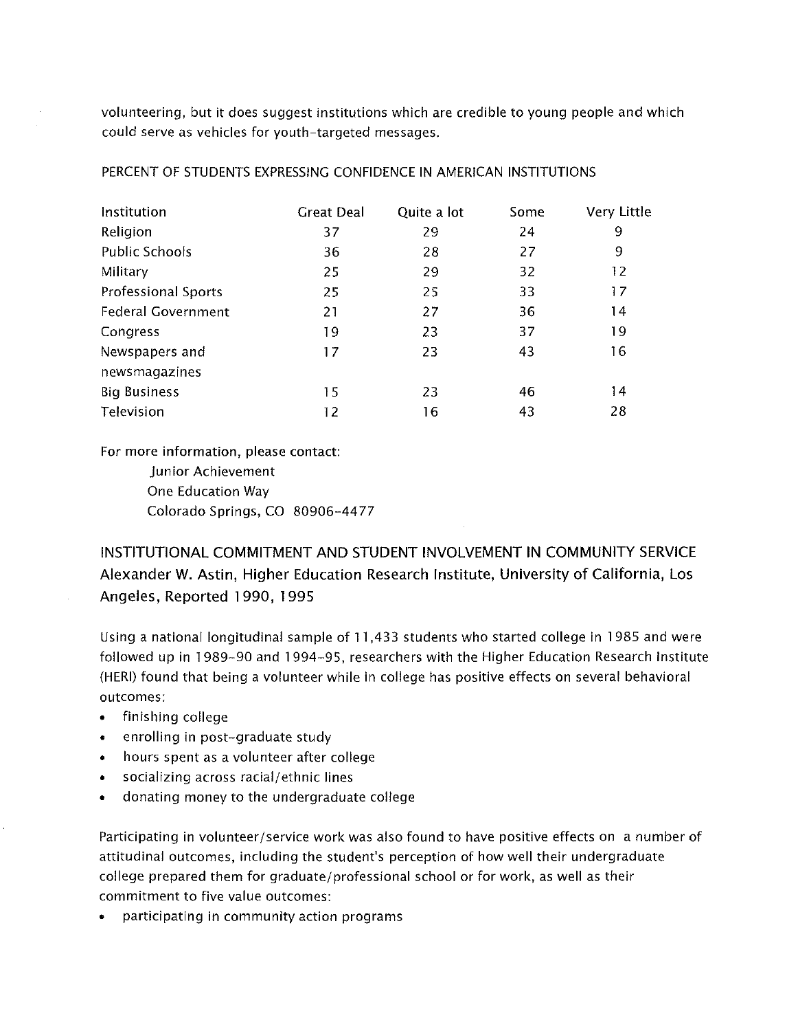volunteering, but it does suggest institutions which are credible to young people and which could serve as vehicles for youth-targeted messages.

PERCENT OF STUDENTS EXPRESSING CONFIDENCE IN AMERICAN INSTITUTIONS

| Institution | Great Deal | Quite a lot | Some | Very Little |
|---|---|---|---|---|
| Religion | 37 | 29 | 24 | 9 |
| Public Schools | 36 | 28 | 27 | 9 |
| Military | 25 | 29 | 32 | 12 |
| Professional Sports | 25 | 25 | 33 | 17 |
| Federal Government | 21 | 27 | 36 | 14 |
| Congress | 19 | 23 | 37 | 19 |
| Newspapers and newsmagazines | 17 | 23 | 43 | 16 |
| Big Business | 15 | 23 | 46 | 14 |
| Television | 12 | 16 | 43 | 28 |

For more information, please contact:

Junior Achievement
One Education Way
Colorado Springs, CO 80906-4477

## INSTITUTIONAL COMMITMENT AND STUDENT INVOLVEMENT IN COMMUNITY SERVICE Alexander W. Astin, Higher Education Research Institute, University of California, Los Angeles, Reported 1990, 1995

Using a national longitudinal sample of 11,433 students who started college in 1985 and were followed up in 1989-90 and 1994-95, researchers with the Higher Education Research Institute (HERI) found that being a volunteer while in college has positive effects on several behavioral outcomes:

- finishing college
- enrolling in post-graduate study
- hours spent as a volunteer after college
- socializing across racial/ethnic lines
- donating money to the undergraduate college

Participating in volunteer/service work was also found to have positive effects on a number of attitudinal outcomes, including the student's perception of how well their undergraduate college prepared them for graduate/professional school or for work, as well as their commitment to five value outcomes:

- participating in community action programs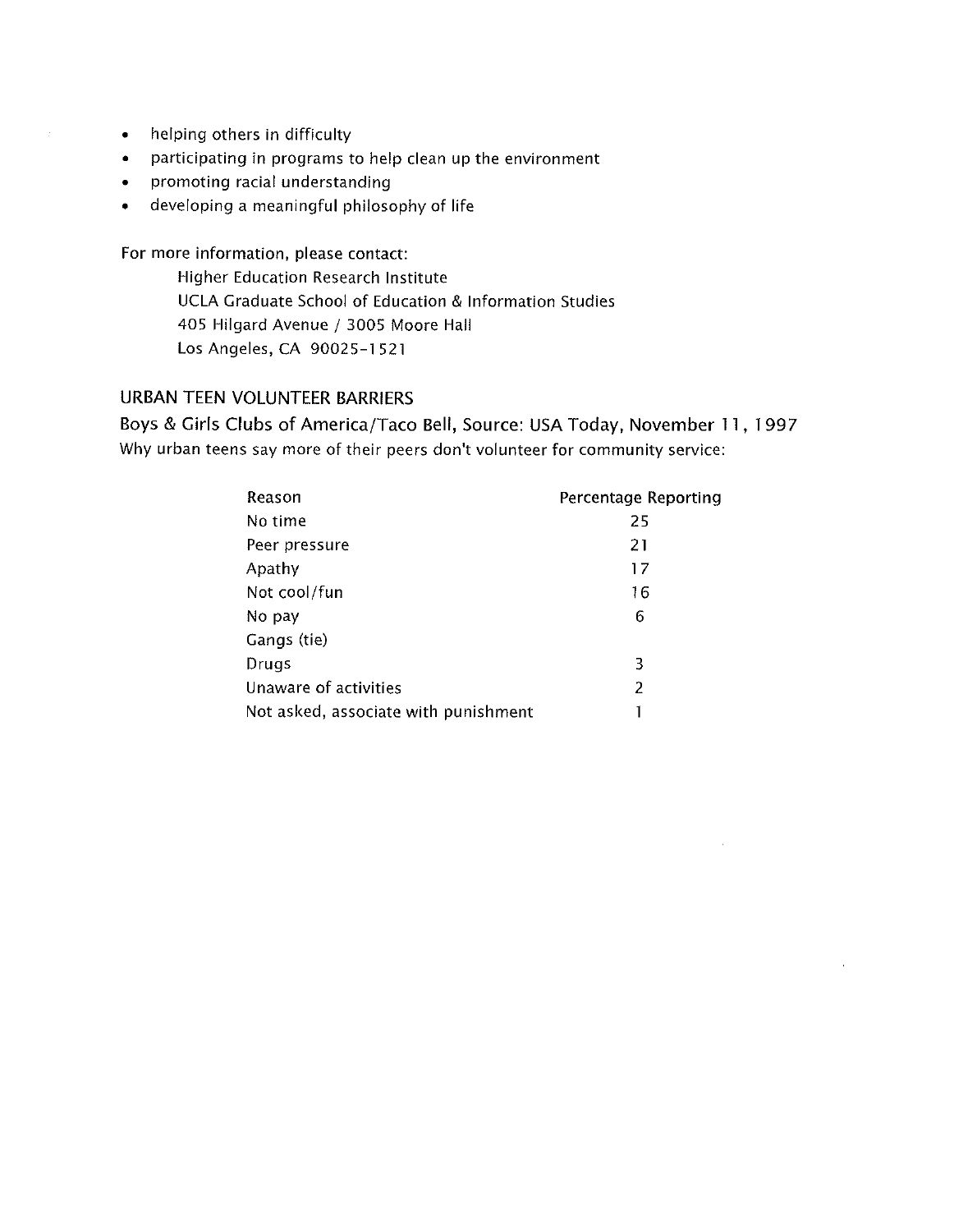- helping others in difficulty
- participating in programs to help clean up the environment
- promoting racial understanding
- developing a meaningful philosophy of life

For more information, please contact:

Higher Education Research Institute
UCLA Graduate School of Education & Information Studies
405 Hilgard Avenue / 3005 Moore Hall
Los Angeles, CA 90025-1521

## URBAN TEEN VOLUNTEER BARRIERS

**Boys & Girls Clubs of America/Taco Bell, Source: USA Today, November 11, 1997**

Why urban teens say more of their peers don't volunteer for community service:

| Reason | Percentage Reporting |
|---|---|
| No time | 25 |
| Peer pressure | 21 |
| Apathy | 17 |
| Not cool/fun | 16 |
| No pay | 6 |
| Gangs (tie) | |
| Drugs | 3 |
| Unaware of activities | 2 |
| Not asked, associate with punishment | 1 |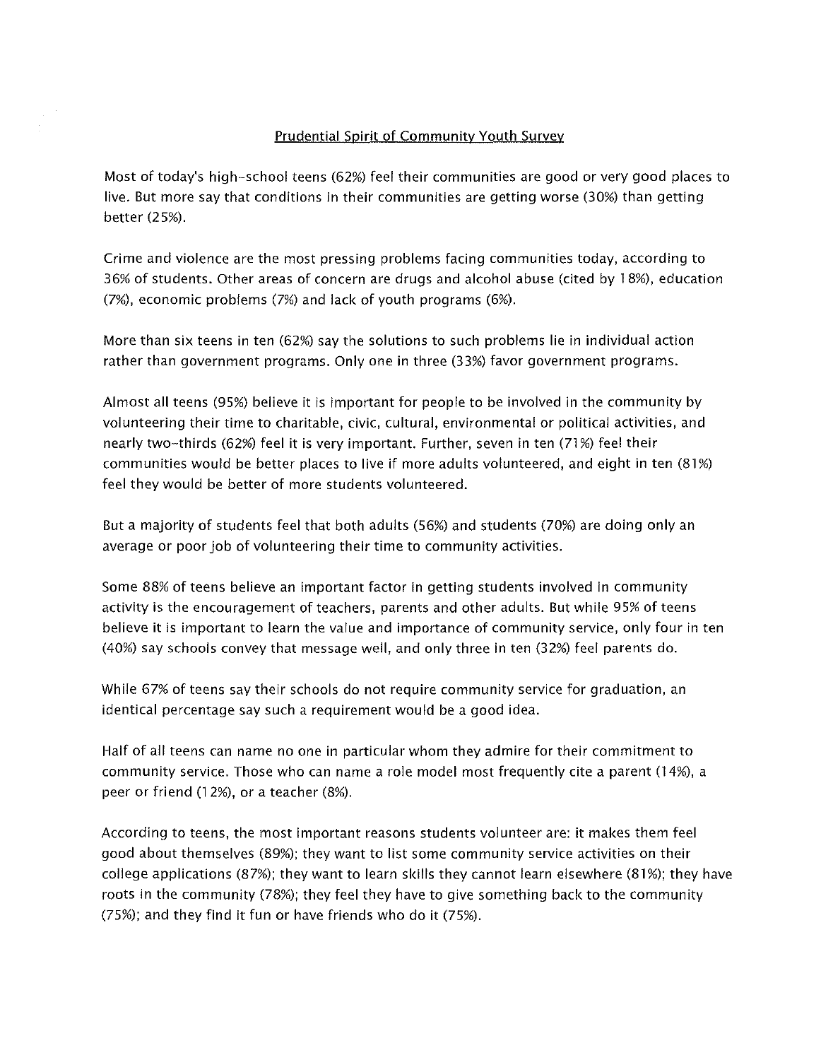## Prudential Spirit of Community Youth Survey

Most of today's high-school teens (62%) feel their communities are good or very good places to live. But more say that conditions in their communities are getting worse (30%) than getting better (25%).

Crime and violence are the most pressing problems facing communities today, according to 36% of students. Other areas of concern are drugs and alcohol abuse (cited by 18%), education (7%), economic problems (7%) and lack of youth programs (6%).

More than six teens in ten (62%) say the solutions to such problems lie in individual action rather than government programs. Only one in three (33%) favor government programs.

Almost all teens (95%) believe it is important for people to be involved in the community by volunteering their time to charitable, civic, cultural, environmental or political activities, and nearly two-thirds (62%) feel it is very important. Further, seven in ten (71%) feel their communities would be better places to live if more adults volunteered, and eight in ten (81%) feel they would be better of more students volunteered.

But a majority of students feel that both adults (56%) and students (70%) are doing only an average or poor job of volunteering their time to community activities.

Some 88% of teens believe an important factor in getting students involved in community activity is the encouragement of teachers, parents and other adults. But while 95% of teens believe it is important to learn the value and importance of community service, only four in ten (40%) say schools convey that message well, and only three in ten (32%) feel parents do.

While 67% of teens say their schools do not require community service for graduation, an identical percentage say such a requirement would be a good idea.

Half of all teens can name no one in particular whom they admire for their commitment to community service. Those who can name a role model most frequently cite a parent (14%), a peer or friend (12%), or a teacher (8%).

According to teens, the most important reasons students volunteer are: it makes them feel good about themselves (89%); they want to list some community service activities on their college applications (87%); they want to learn skills they cannot learn elsewhere (81%); they have roots in the community (78%); they feel they have to give something back to the community (75%); and they find it fun or have friends who do it (75%).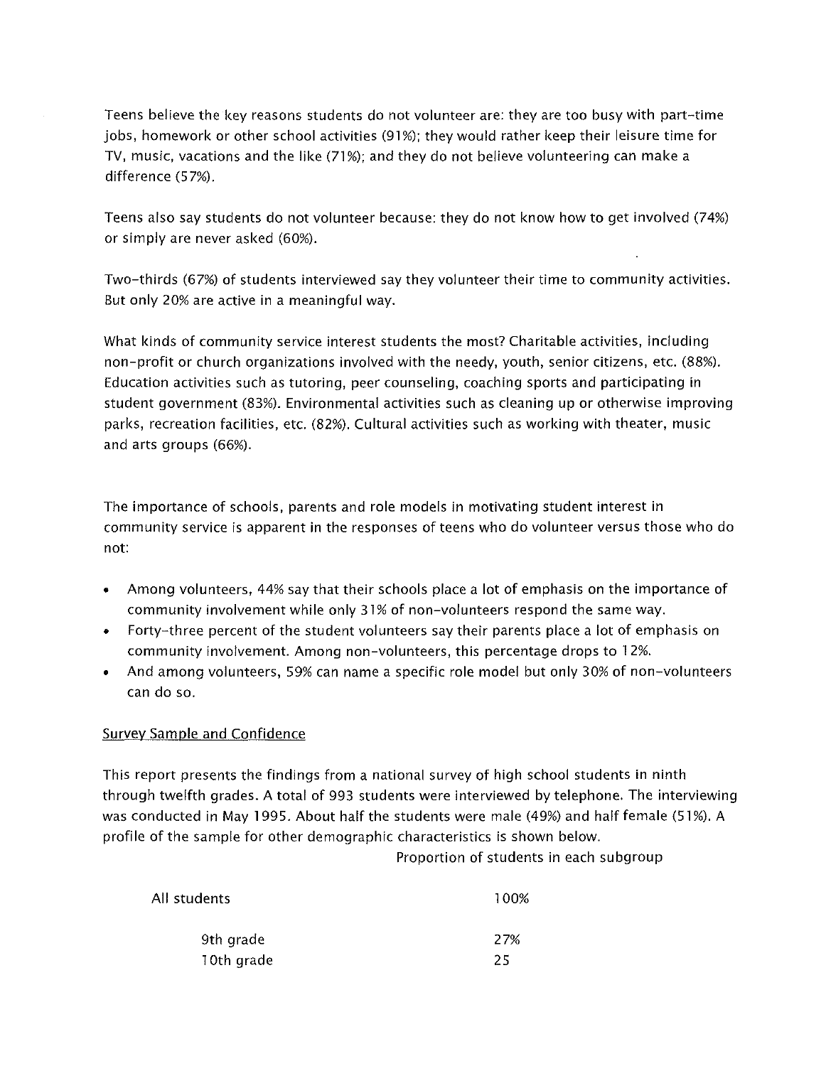Teens believe the key reasons students do not volunteer are: they are too busy with part-time jobs, homework or other school activities (91%); they would rather keep their leisure time for TV, music, vacations and the like (71%); and they do not believe volunteering can make a difference (57%).

Teens also say students do not volunteer because: they do not know how to get involved (74%) or simply are never asked (60%).

Two-thirds (67%) of students interviewed say they volunteer their time to community activities. But only 20% are active in a meaningful way.

What kinds of community service interest students the most? Charitable activities, including non-profit or church organizations involved with the needy, youth, senior citizens, etc. (88%). Education activities such as tutoring, peer counseling, coaching sports and participating in student government (83%). Environmental activities such as cleaning up or otherwise improving parks, recreation facilities, etc. (82%). Cultural activities such as working with theater, music and arts groups (66%).

The importance of schools, parents and role models in motivating student interest in community service is apparent in the responses of teens who do volunteer versus those who do not:

- Among volunteers, 44% say that their schools place a lot of emphasis on the importance of community involvement while only 31% of non-volunteers respond the same way.
- Forty-three percent of the student volunteers say their parents place a lot of emphasis on community involvement. Among non-volunteers, this percentage drops to 12%.
- And among volunteers, 59% can name a specific role model but only 30% of non-volunteers can do so.

## Survey Sample and Confidence

This report presents the findings from a national survey of high school students in ninth through twelfth grades. A total of 993 students were interviewed by telephone. The interviewing was conducted in May 1995. About half the students were male (49%) and half female (51%). A profile of the sample for other demographic characteristics is shown below.

| | Proportion of students in each subgroup |
|---|---|
| All students | 100% |
| 9th grade | 27% |
| 10th grade | 25 |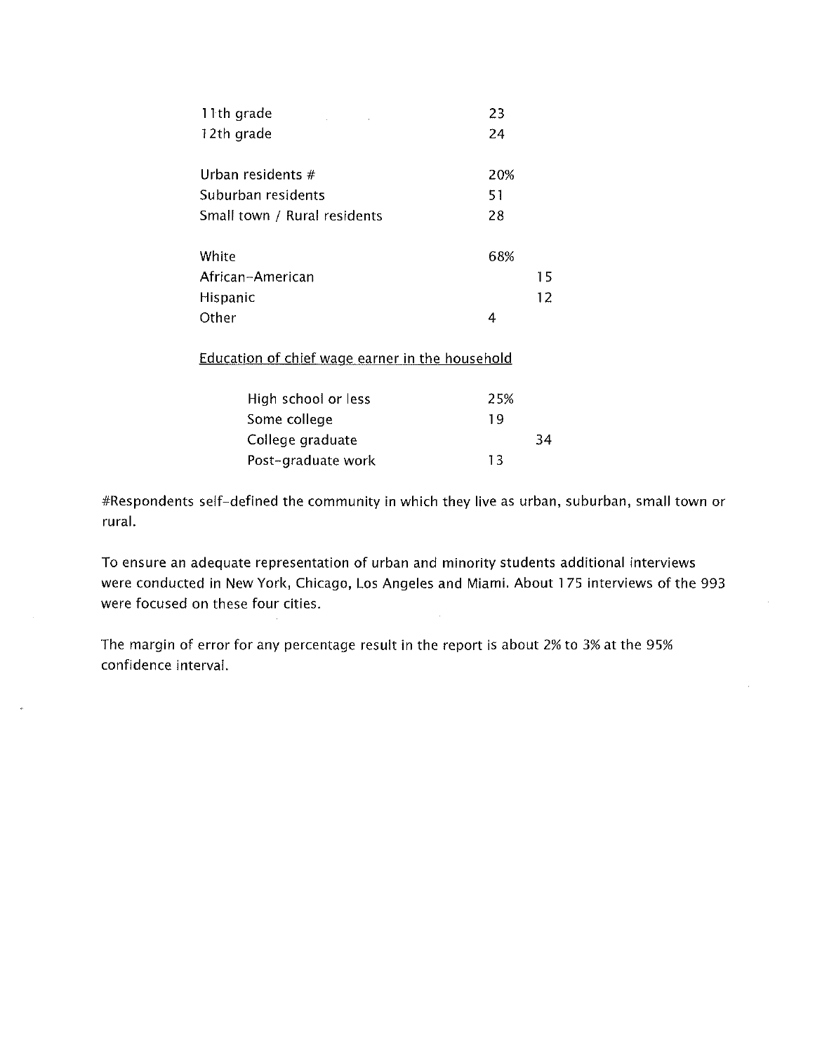| | |
|---|---|
| 11th grade | 23 |
| 12th grade | 24 |
| | |
| Urban residents # | 20% |
| Suburban residents | 51 |
| Small town / Rural residents | 28 |
| | |
| White | 68% |
| African-American | 15 |
| Hispanic | 12 |
| Other | 4 |

Education of chief wage earner in the household

| | |
|---|---|
| High school or less | 25% |
| Some college | 19 |
| College graduate | 34 |
| Post-graduate work | 13 |

#Respondents self-defined the community in which they live as urban, suburban, small town or rural.

To ensure an adequate representation of urban and minority students additional interviews were conducted in New York, Chicago, Los Angeles and Miami. About 175 interviews of the 993 were focused on these four cities.

The margin of error for any percentage result in the report is about 2% to 3% at the 95% confidence interval.